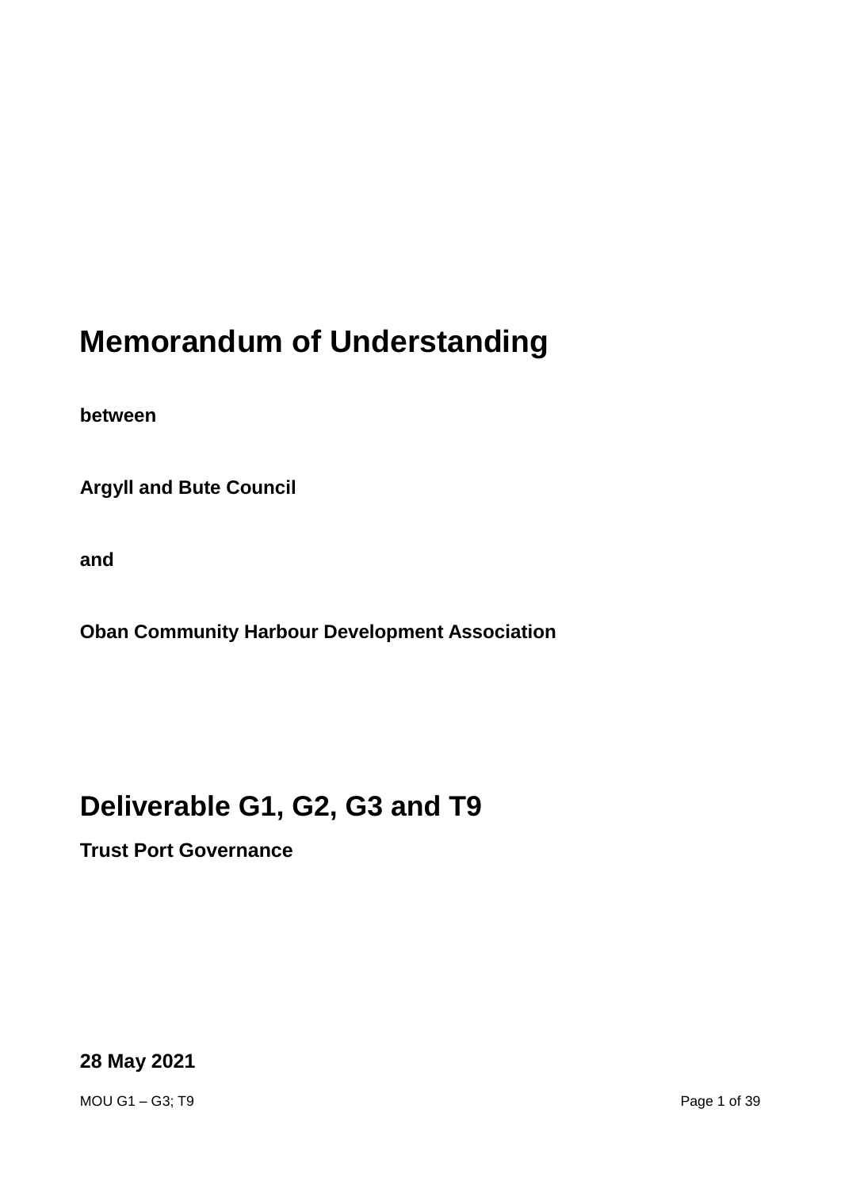# Memorandum of Understanding

**between**

**Argyll and Bute Council**

**and**

**Oban Community Harbour Development Association**

# Deliverable G1, G2, G3 and T9

**Trust Port Governance**

**28 May 2021**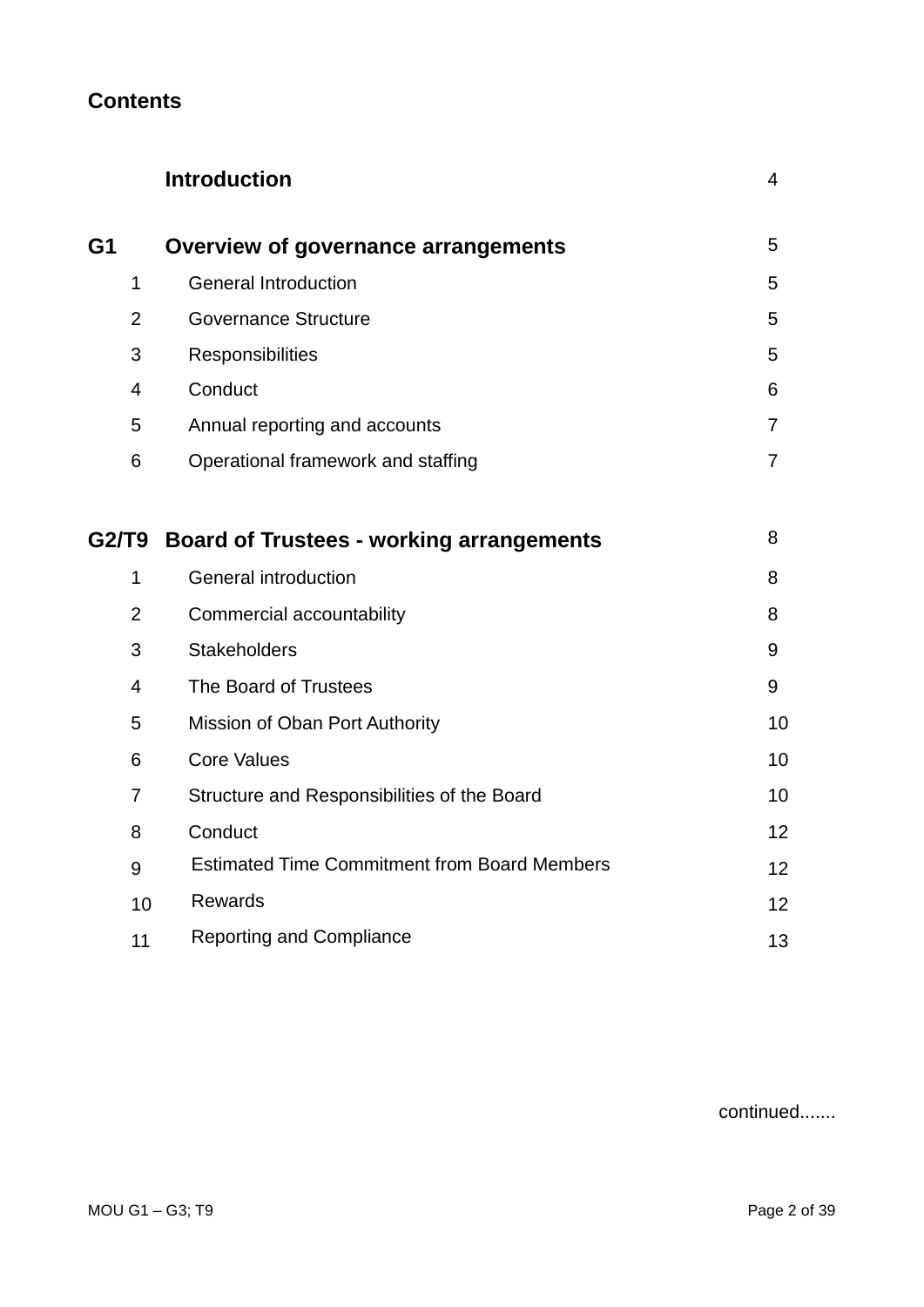# Contents

| | | |
|---|---|---|
| | **Introduction** | 4 |
| **G1** | **Overview of governance arrangements** | 5 |
| 1 | General Introduction | 5 |
| 2 | Governance Structure | 5 |
| 3 | Responsibilities | 5 |
| 4 | Conduct | 6 |
| 5 | Annual reporting and accounts | 7 |
| 6 | Operational framework and staffing | 7 |
| **G2/T9** | **Board of Trustees - working arrangements** | 8 |
| 1 | General introduction | 8 |
| 2 | Commercial accountability | 8 |
| 3 | Stakeholders | 9 |
| 4 | The Board of Trustees | 9 |
| 5 | Mission of Oban Port Authority | 10 |
| 6 | Core Values | 10 |
| 7 | Structure and Responsibilities of the Board | 10 |
| 8 | Conduct | 12 |
| 9 | Estimated Time Commitment from Board Members | 12 |
| 10 | Rewards | 12 |
| 11 | Reporting and Compliance | 13 |

continued.......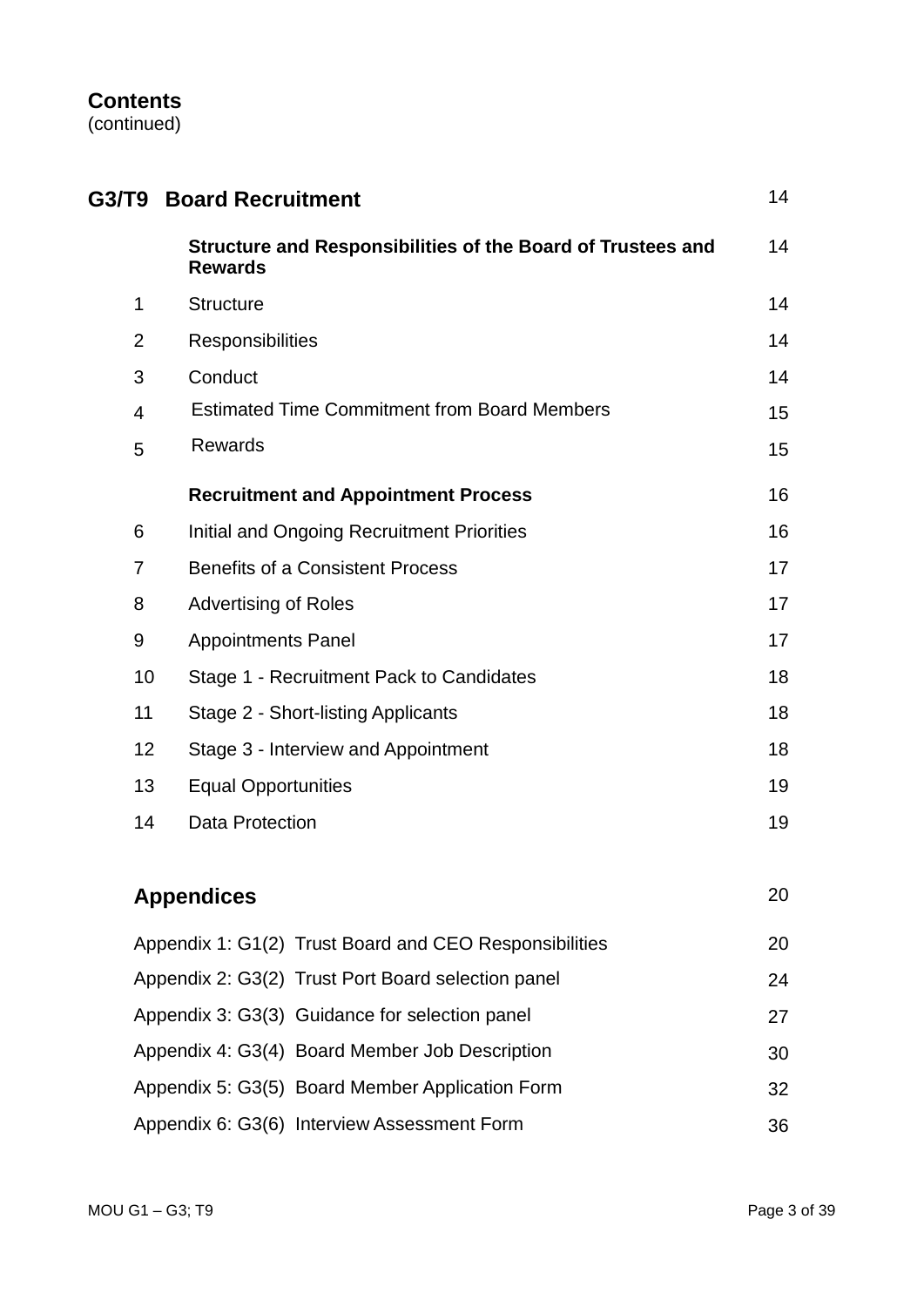## Contents
(continued)

| | | |
|---|---|---|
| **G3/T9** | **Board Recruitment** | 14 |
| | **Structure and Responsibilities of the Board of Trustees and Rewards** | 14 |
| 1 | Structure | 14 |
| 2 | Responsibilities | 14 |
| 3 | Conduct | 14 |
| 4 | Estimated Time Commitment from Board Members | 15 |
| 5 | Rewards | 15 |
| | **Recruitment and Appointment Process** | 16 |
| 6 | Initial and Ongoing Recruitment Priorities | 16 |
| 7 | Benefits of a Consistent Process | 17 |
| 8 | Advertising of Roles | 17 |
| 9 | Appointments Panel | 17 |
| 10 | Stage 1 - Recruitment Pack to Candidates | 18 |
| 11 | Stage 2 - Short-listing Applicants | 18 |
| 12 | Stage 3 - Interview and Appointment | 18 |
| 13 | Equal Opportunities | 19 |
| 14 | Data Protection | 19 |

| | |
|---|---|
| **Appendices** | 20 |
| Appendix 1: G1(2) Trust Board and CEO Responsibilities | 20 |
| Appendix 2: G3(2) Trust Port Board selection panel | 24 |
| Appendix 3: G3(3) Guidance for selection panel | 27 |
| Appendix 4: G3(4) Board Member Job Description | 30 |
| Appendix 5: G3(5) Board Member Application Form | 32 |
| Appendix 6: G3(6) Interview Assessment Form | 36 |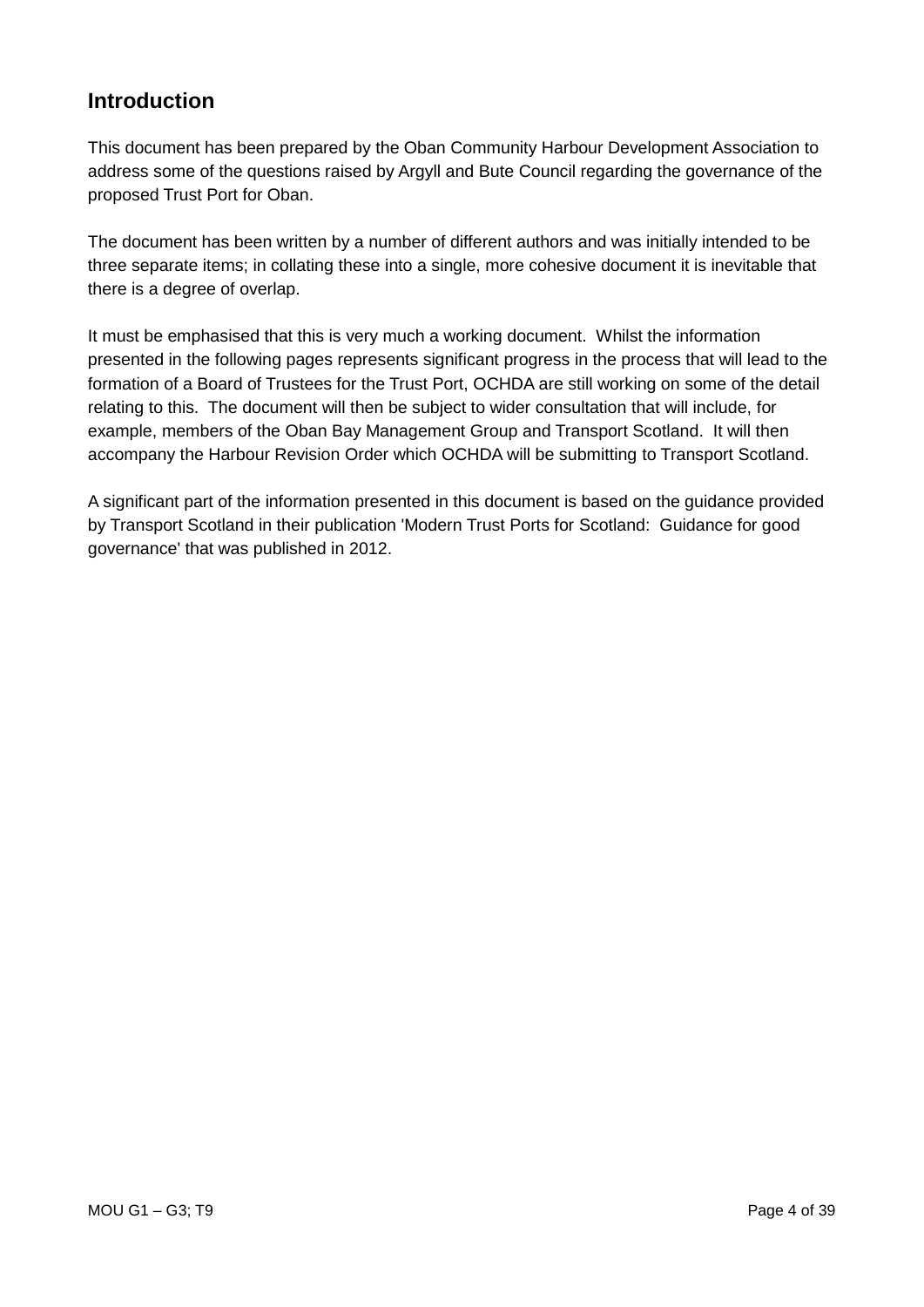## Introduction

This document has been prepared by the Oban Community Harbour Development Association to address some of the questions raised by Argyll and Bute Council regarding the governance of the proposed Trust Port for Oban.

The document has been written by a number of different authors and was initially intended to be three separate items; in collating these into a single, more cohesive document it is inevitable that there is a degree of overlap.

It must be emphasised that this is very much a working document. Whilst the information presented in the following pages represents significant progress in the process that will lead to the formation of a Board of Trustees for the Trust Port, OCHDA are still working on some of the detail relating to this. The document will then be subject to wider consultation that will include, for example, members of the Oban Bay Management Group and Transport Scotland. It will then accompany the Harbour Revision Order which OCHDA will be submitting to Transport Scotland.

A significant part of the information presented in this document is based on the guidance provided by Transport Scotland in their publication 'Modern Trust Ports for Scotland: Guidance for good governance' that was published in 2012.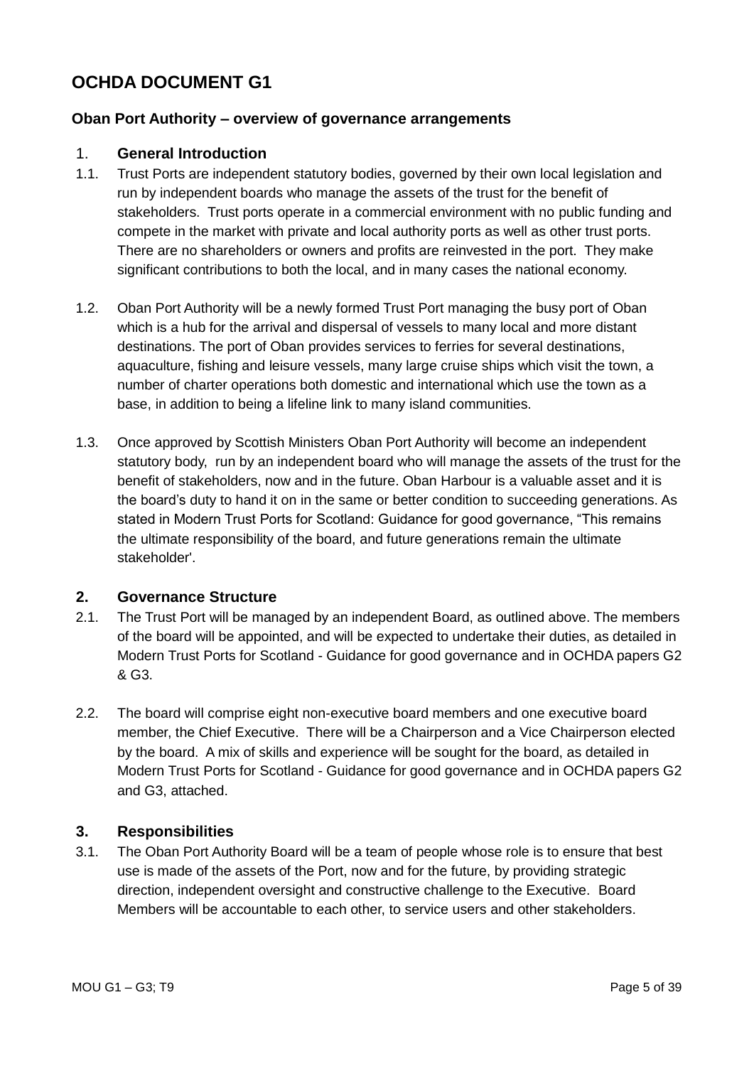# OCHDA DOCUMENT G1

### Oban Port Authority – overview of governance arrangements

## 1. General Introduction

1.1. Trust Ports are independent statutory bodies, governed by their own local legislation and run by independent boards who manage the assets of the trust for the benefit of stakeholders. Trust ports operate in a commercial environment with no public funding and compete in the market with private and local authority ports as well as other trust ports. There are no shareholders or owners and profits are reinvested in the port. They make significant contributions to both the local, and in many cases the national economy.

1.2. Oban Port Authority will be a newly formed Trust Port managing the busy port of Oban which is a hub for the arrival and dispersal of vessels to many local and more distant destinations. The port of Oban provides services to ferries for several destinations, aquaculture, fishing and leisure vessels, many large cruise ships which visit the town, a number of charter operations both domestic and international which use the town as a base, in addition to being a lifeline link to many island communities.

1.3. Once approved by Scottish Ministers Oban Port Authority will become an independent statutory body, run by an independent board who will manage the assets of the trust for the benefit of stakeholders, now and in the future. Oban Harbour is a valuable asset and it is the board's duty to hand it on in the same or better condition to succeeding generations. As stated in Modern Trust Ports for Scotland: Guidance for good governance, "This remains the ultimate responsibility of the board, and future generations remain the ultimate stakeholder'.

## 2. Governance Structure

2.1. The Trust Port will be managed by an independent Board, as outlined above. The members of the board will be appointed, and will be expected to undertake their duties, as detailed in Modern Trust Ports for Scotland - Guidance for good governance and in OCHDA papers G2 & G3.

2.2. The board will comprise eight non-executive board members and one executive board member, the Chief Executive. There will be a Chairperson and a Vice Chairperson elected by the board. A mix of skills and experience will be sought for the board, as detailed in Modern Trust Ports for Scotland - Guidance for good governance and in OCHDA papers G2 and G3, attached.

## 3. Responsibilities

3.1. The Oban Port Authority Board will be a team of people whose role is to ensure that best use is made of the assets of the Port, now and for the future, by providing strategic direction, independent oversight and constructive challenge to the Executive. Board Members will be accountable to each other, to service users and other stakeholders.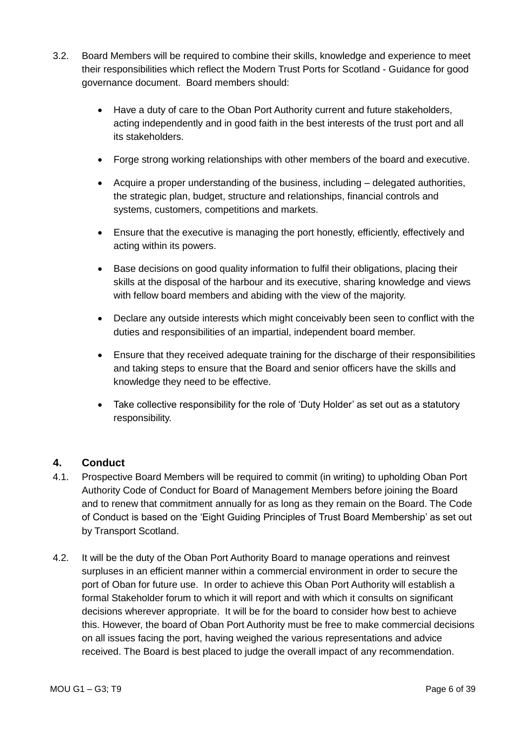3.2. Board Members will be required to combine their skills, knowledge and experience to meet their responsibilities which reflect the Modern Trust Ports for Scotland - Guidance for good governance document. Board members should:

- Have a duty of care to the Oban Port Authority current and future stakeholders, acting independently and in good faith in the best interests of the trust port and all its stakeholders.
- Forge strong working relationships with other members of the board and executive.
- Acquire a proper understanding of the business, including – delegated authorities, the strategic plan, budget, structure and relationships, financial controls and systems, customers, competitions and markets.
- Ensure that the executive is managing the port honestly, efficiently, effectively and acting within its powers.
- Base decisions on good quality information to fulfil their obligations, placing their skills at the disposal of the harbour and its executive, sharing knowledge and views with fellow board members and abiding with the view of the majority.
- Declare any outside interests which might conceivably been seen to conflict with the duties and responsibilities of an impartial, independent board member.
- Ensure that they received adequate training for the discharge of their responsibilities and taking steps to ensure that the Board and senior officers have the skills and knowledge they need to be effective.
- Take collective responsibility for the role of 'Duty Holder' as set out as a statutory responsibility.

## 4. Conduct

4.1. Prospective Board Members will be required to commit (in writing) to upholding Oban Port Authority Code of Conduct for Board of Management Members before joining the Board and to renew that commitment annually for as long as they remain on the Board. The Code of Conduct is based on the 'Eight Guiding Principles of Trust Board Membership' as set out by Transport Scotland.

4.2. It will be the duty of the Oban Port Authority Board to manage operations and reinvest surpluses in an efficient manner within a commercial environment in order to secure the port of Oban for future use. In order to achieve this Oban Port Authority will establish a formal Stakeholder forum to which it will report and with which it consults on significant decisions wherever appropriate. It will be for the board to consider how best to achieve this. However, the board of Oban Port Authority must be free to make commercial decisions on all issues facing the port, having weighed the various representations and advice received. The Board is best placed to judge the overall impact of any recommendation.

MOU G1 – G3; T9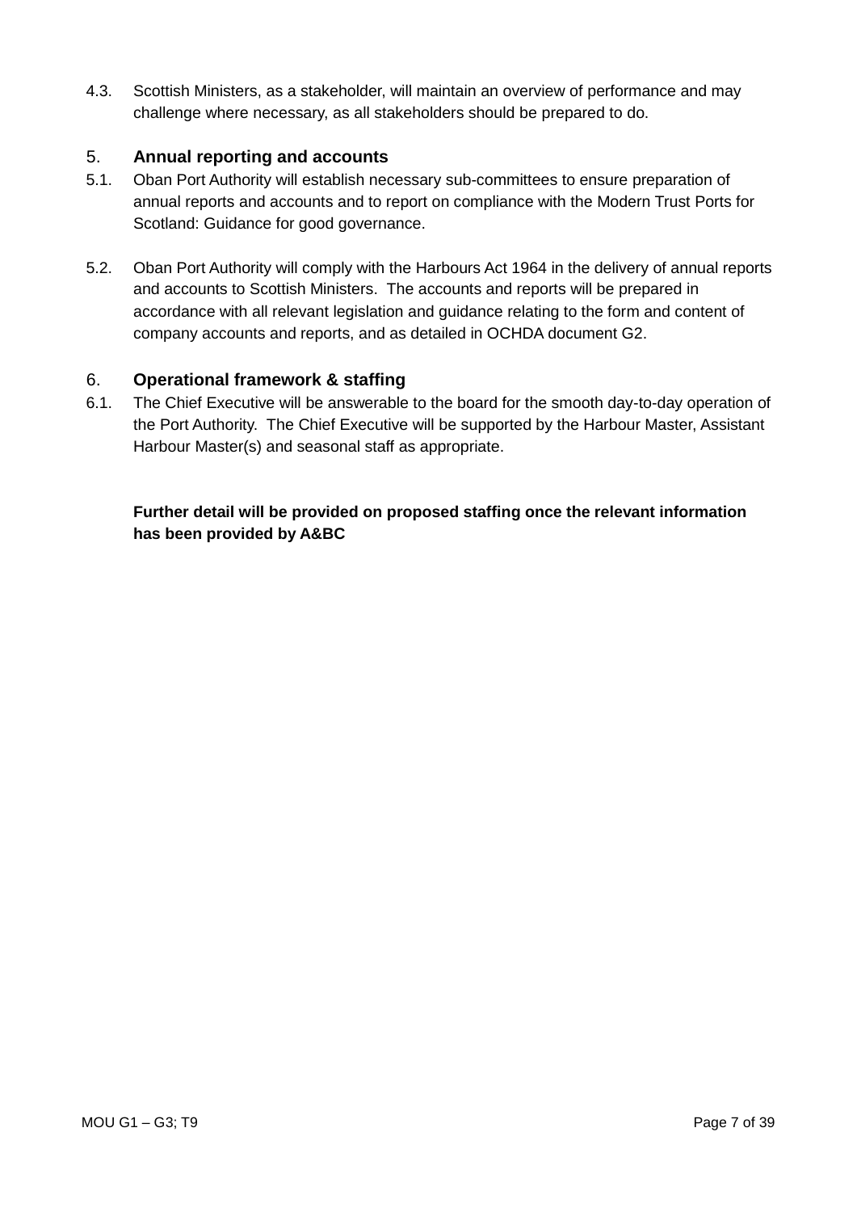4.3. Scottish Ministers, as a stakeholder, will maintain an overview of performance and may challenge where necessary, as all stakeholders should be prepared to do.

## 5. Annual reporting and accounts

5.1. Oban Port Authority will establish necessary sub-committees to ensure preparation of annual reports and accounts and to report on compliance with the Modern Trust Ports for Scotland: Guidance for good governance.

5.2. Oban Port Authority will comply with the Harbours Act 1964 in the delivery of annual reports and accounts to Scottish Ministers. The accounts and reports will be prepared in accordance with all relevant legislation and guidance relating to the form and content of company accounts and reports, and as detailed in OCHDA document G2.

## 6. Operational framework & staffing

6.1. The Chief Executive will be answerable to the board for the smooth day-to-day operation of the Port Authority. The Chief Executive will be supported by the Harbour Master, Assistant Harbour Master(s) and seasonal staff as appropriate.

**Further detail will be provided on proposed staffing once the relevant information has been provided by A&BC**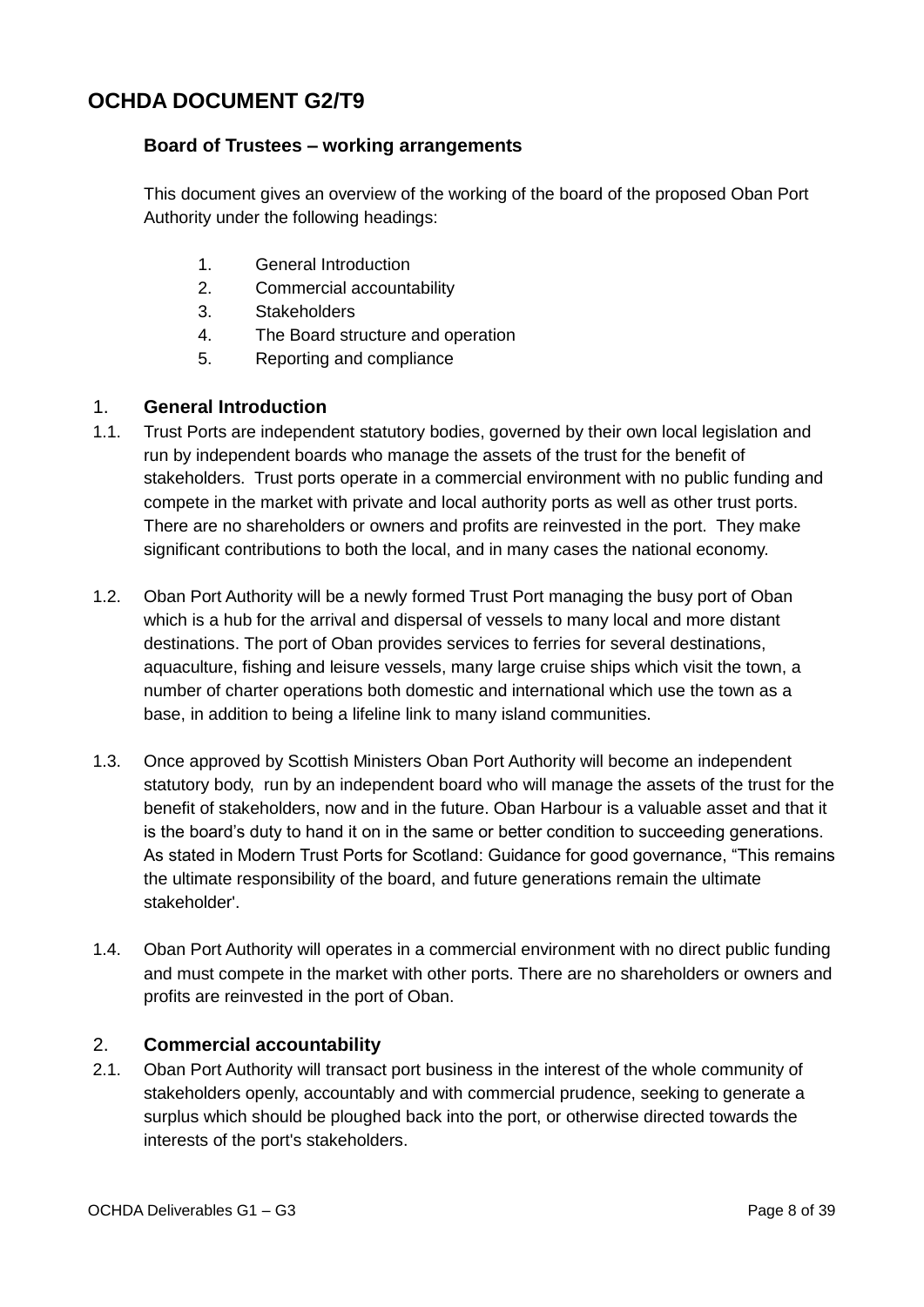# OCHDA DOCUMENT G2/T9

## Board of Trustees – working arrangements

This document gives an overview of the working of the board of the proposed Oban Port Authority under the following headings:

1. General Introduction
2. Commercial accountability
3. Stakeholders
4. The Board structure and operation
5. Reporting and compliance

### 1. General Introduction

1.1. Trust Ports are independent statutory bodies, governed by their own local legislation and run by independent boards who manage the assets of the trust for the benefit of stakeholders. Trust ports operate in a commercial environment with no public funding and compete in the market with private and local authority ports as well as other trust ports. There are no shareholders or owners and profits are reinvested in the port. They make significant contributions to both the local, and in many cases the national economy.

1.2. Oban Port Authority will be a newly formed Trust Port managing the busy port of Oban which is a hub for the arrival and dispersal of vessels to many local and more distant destinations. The port of Oban provides services to ferries for several destinations, aquaculture, fishing and leisure vessels, many large cruise ships which visit the town, a number of charter operations both domestic and international which use the town as a base, in addition to being a lifeline link to many island communities.

1.3. Once approved by Scottish Ministers Oban Port Authority will become an independent statutory body, run by an independent board who will manage the assets of the trust for the benefit of stakeholders, now and in the future. Oban Harbour is a valuable asset and that it is the board's duty to hand it on in the same or better condition to succeeding generations. As stated in Modern Trust Ports for Scotland: Guidance for good governance, "This remains the ultimate responsibility of the board, and future generations remain the ultimate stakeholder'.

1.4. Oban Port Authority will operates in a commercial environment with no direct public funding and must compete in the market with other ports. There are no shareholders or owners and profits are reinvested in the port of Oban.

### 2. Commercial accountability

2.1. Oban Port Authority will transact port business in the interest of the whole community of stakeholders openly, accountably and with commercial prudence, seeking to generate a surplus which should be ploughed back into the port, or otherwise directed towards the interests of the port's stakeholders.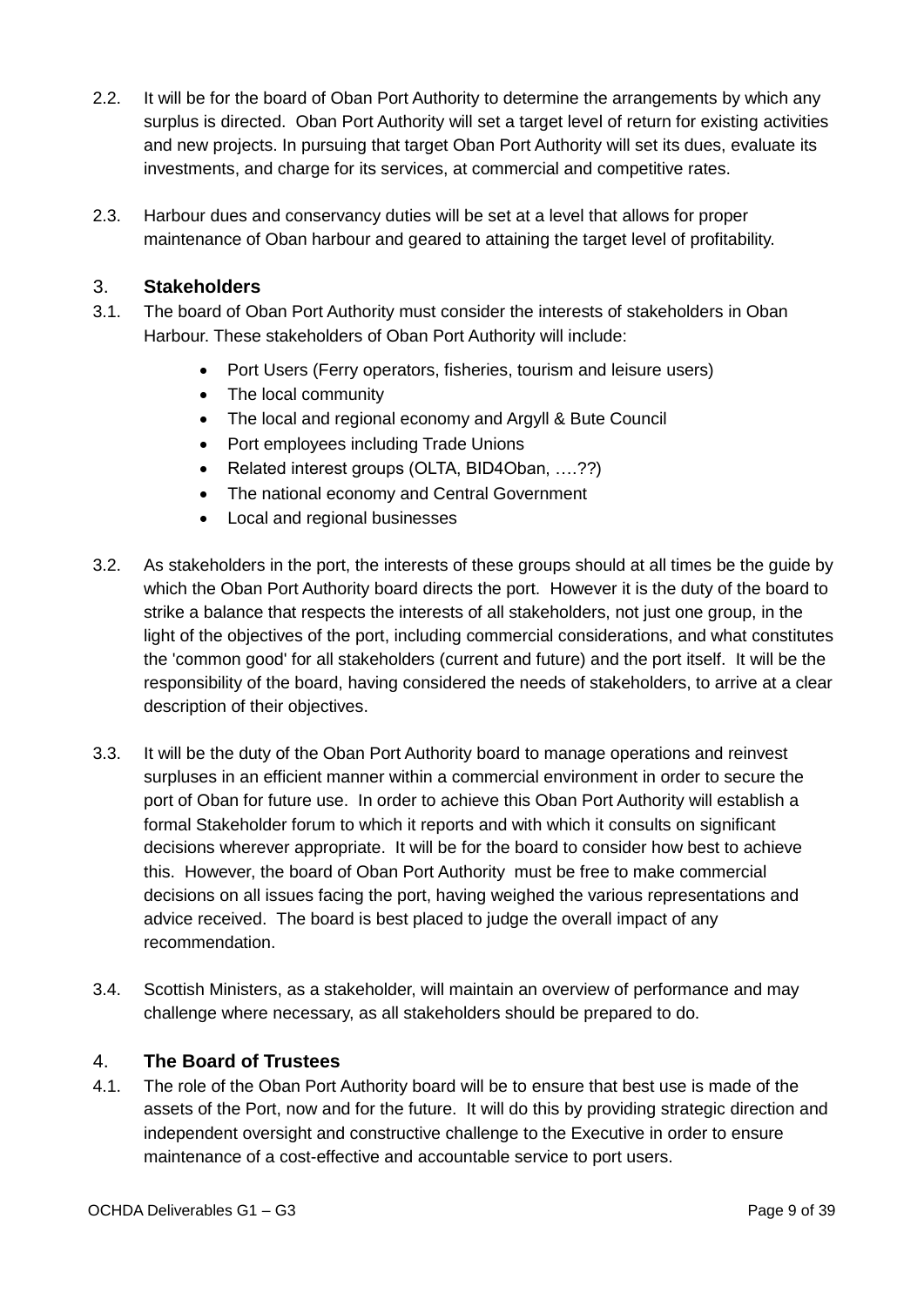2.2. It will be for the board of Oban Port Authority to determine the arrangements by which any surplus is directed. Oban Port Authority will set a target level of return for existing activities and new projects. In pursuing that target Oban Port Authority will set its dues, evaluate its investments, and charge for its services, at commercial and competitive rates.

2.3. Harbour dues and conservancy duties will be set at a level that allows for proper maintenance of Oban harbour and geared to attaining the target level of profitability.

## 3. Stakeholders

3.1. The board of Oban Port Authority must consider the interests of stakeholders in Oban Harbour. These stakeholders of Oban Port Authority will include:

- Port Users (Ferry operators, fisheries, tourism and leisure users)
- The local community
- The local and regional economy and Argyll & Bute Council
- Port employees including Trade Unions
- Related interest groups (OLTA, BID4Oban, ….??)
- The national economy and Central Government
- Local and regional businesses

3.2. As stakeholders in the port, the interests of these groups should at all times be the guide by which the Oban Port Authority board directs the port. However it is the duty of the board to strike a balance that respects the interests of all stakeholders, not just one group, in the light of the objectives of the port, including commercial considerations, and what constitutes the 'common good' for all stakeholders (current and future) and the port itself. It will be the responsibility of the board, having considered the needs of stakeholders, to arrive at a clear description of their objectives.

3.3. It will be the duty of the Oban Port Authority board to manage operations and reinvest surpluses in an efficient manner within a commercial environment in order to secure the port of Oban for future use. In order to achieve this Oban Port Authority will establish a formal Stakeholder forum to which it reports and with which it consults on significant decisions wherever appropriate. It will be for the board to consider how best to achieve this. However, the board of Oban Port Authority must be free to make commercial decisions on all issues facing the port, having weighed the various representations and advice received. The board is best placed to judge the overall impact of any recommendation.

3.4. Scottish Ministers, as a stakeholder, will maintain an overview of performance and may challenge where necessary, as all stakeholders should be prepared to do.

## 4. The Board of Trustees

4.1. The role of the Oban Port Authority board will be to ensure that best use is made of the assets of the Port, now and for the future. It will do this by providing strategic direction and independent oversight and constructive challenge to the Executive in order to ensure maintenance of a cost-effective and accountable service to port users.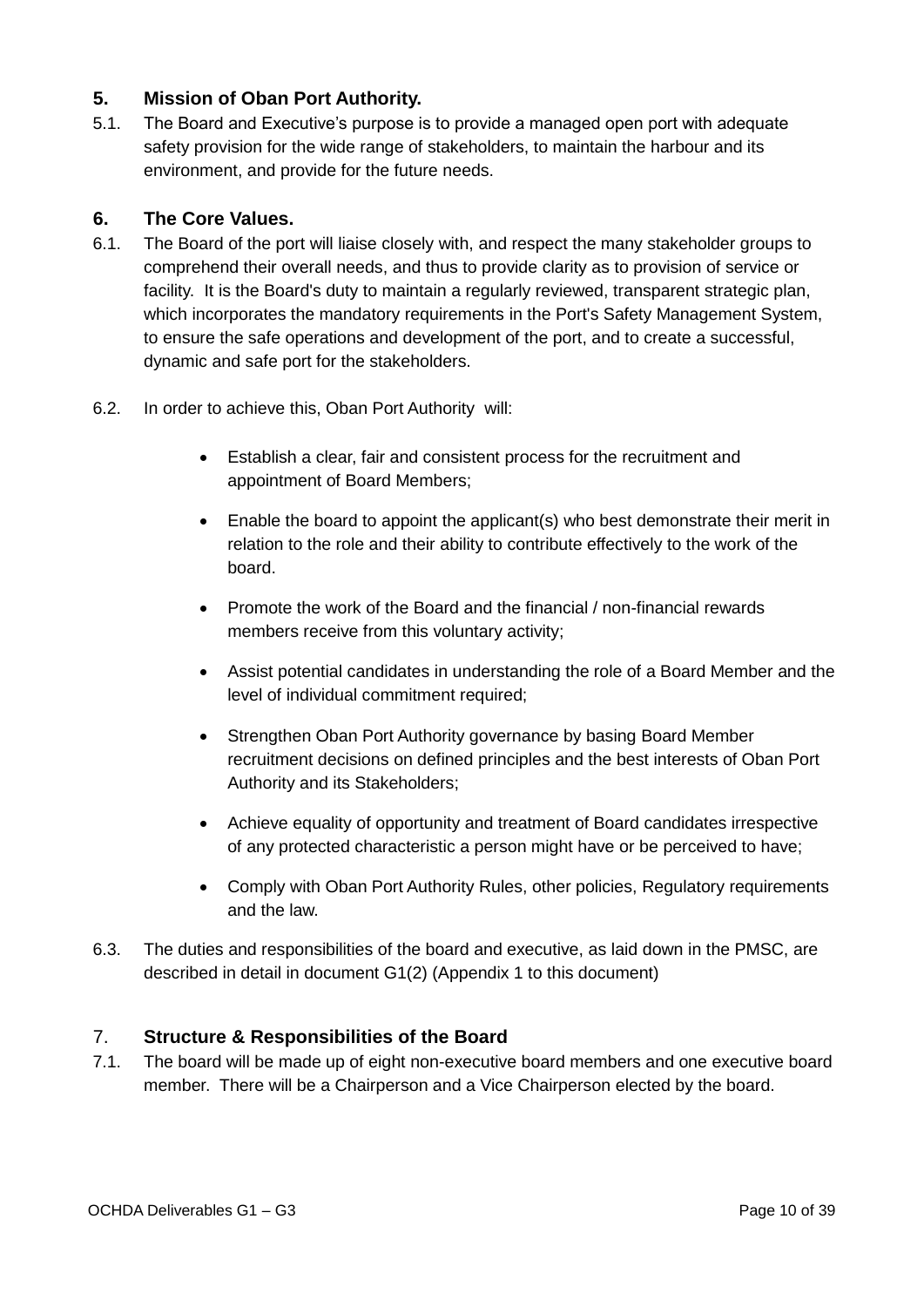## 5. Mission of Oban Port Authority.

5.1. The Board and Executive's purpose is to provide a managed open port with adequate safety provision for the wide range of stakeholders, to maintain the harbour and its environment, and provide for the future needs.

## 6. The Core Values.

6.1. The Board of the port will liaise closely with, and respect the many stakeholder groups to comprehend their overall needs, and thus to provide clarity as to provision of service or facility. It is the Board's duty to maintain a regularly reviewed, transparent strategic plan, which incorporates the mandatory requirements in the Port's Safety Management System, to ensure the safe operations and development of the port, and to create a successful, dynamic and safe port for the stakeholders.

6.2. In order to achieve this, Oban Port Authority will:

- Establish a clear, fair and consistent process for the recruitment and appointment of Board Members;
- Enable the board to appoint the applicant(s) who best demonstrate their merit in relation to the role and their ability to contribute effectively to the work of the board.
- Promote the work of the Board and the financial / non-financial rewards members receive from this voluntary activity;
- Assist potential candidates in understanding the role of a Board Member and the level of individual commitment required;
- Strengthen Oban Port Authority governance by basing Board Member recruitment decisions on defined principles and the best interests of Oban Port Authority and its Stakeholders;
- Achieve equality of opportunity and treatment of Board candidates irrespective of any protected characteristic a person might have or be perceived to have;
- Comply with Oban Port Authority Rules, other policies, Regulatory requirements and the law.

6.3. The duties and responsibilities of the board and executive, as laid down in the PMSC, are described in detail in document G1(2) (Appendix 1 to this document)

## 7. Structure & Responsibilities of the Board

7.1. The board will be made up of eight non-executive board members and one executive board member. There will be a Chairperson and a Vice Chairperson elected by the board.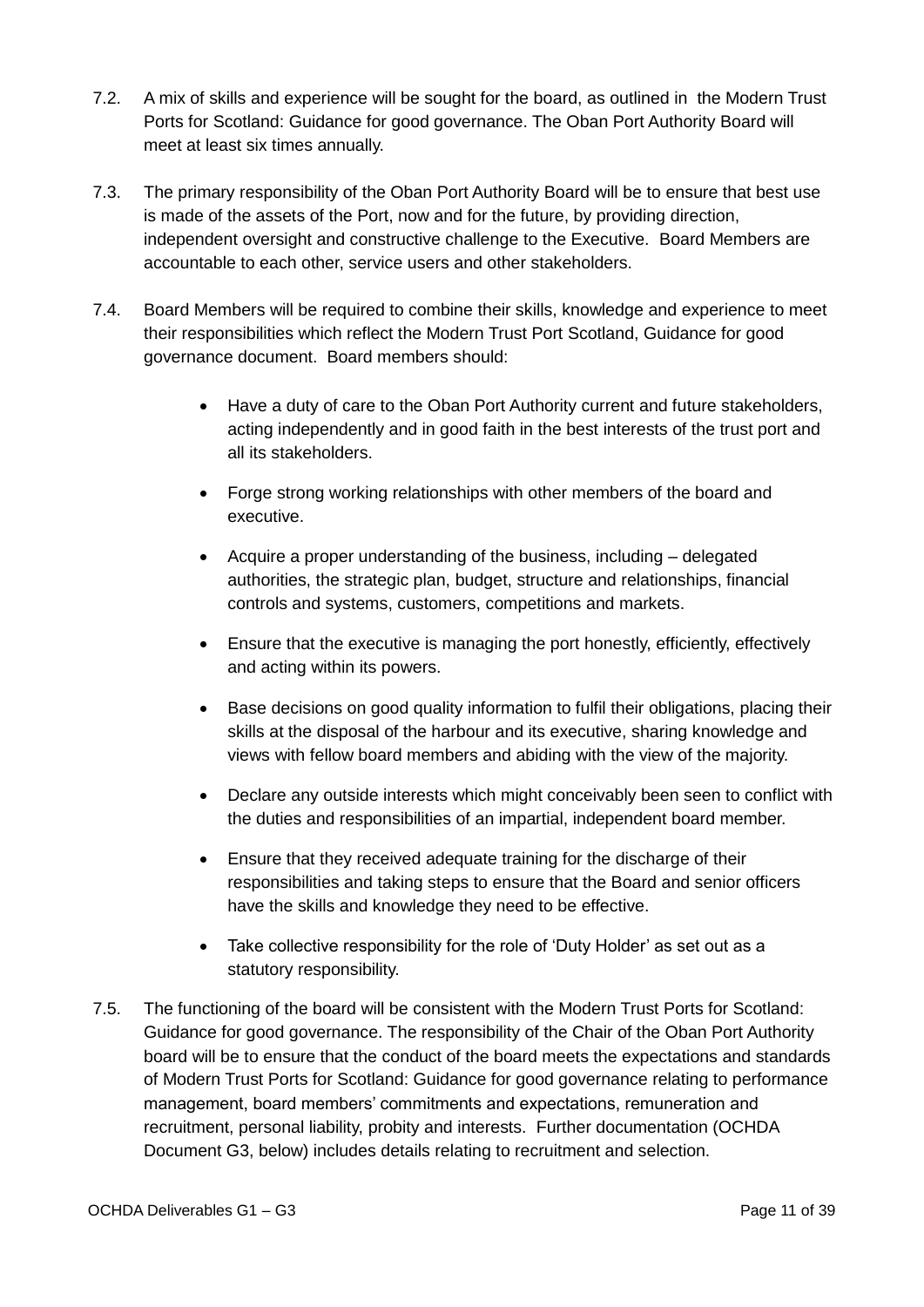7.2. A mix of skills and experience will be sought for the board, as outlined in the Modern Trust Ports for Scotland: Guidance for good governance. The Oban Port Authority Board will meet at least six times annually.

7.3. The primary responsibility of the Oban Port Authority Board will be to ensure that best use is made of the assets of the Port, now and for the future, by providing direction, independent oversight and constructive challenge to the Executive. Board Members are accountable to each other, service users and other stakeholders.

7.4. Board Members will be required to combine their skills, knowledge and experience to meet their responsibilities which reflect the Modern Trust Port Scotland, Guidance for good governance document. Board members should:

- Have a duty of care to the Oban Port Authority current and future stakeholders, acting independently and in good faith in the best interests of the trust port and all its stakeholders.
- Forge strong working relationships with other members of the board and executive.
- Acquire a proper understanding of the business, including – delegated authorities, the strategic plan, budget, structure and relationships, financial controls and systems, customers, competitions and markets.
- Ensure that the executive is managing the port honestly, efficiently, effectively and acting within its powers.
- Base decisions on good quality information to fulfil their obligations, placing their skills at the disposal of the harbour and its executive, sharing knowledge and views with fellow board members and abiding with the view of the majority.
- Declare any outside interests which might conceivably been seen to conflict with the duties and responsibilities of an impartial, independent board member.
- Ensure that they received adequate training for the discharge of their responsibilities and taking steps to ensure that the Board and senior officers have the skills and knowledge they need to be effective.
- Take collective responsibility for the role of 'Duty Holder' as set out as a statutory responsibility.

7.5. The functioning of the board will be consistent with the Modern Trust Ports for Scotland: Guidance for good governance. The responsibility of the Chair of the Oban Port Authority board will be to ensure that the conduct of the board meets the expectations and standards of Modern Trust Ports for Scotland: Guidance for good governance relating to performance management, board members' commitments and expectations, remuneration and recruitment, personal liability, probity and interests. Further documentation (OCHDA Document G3, below) includes details relating to recruitment and selection.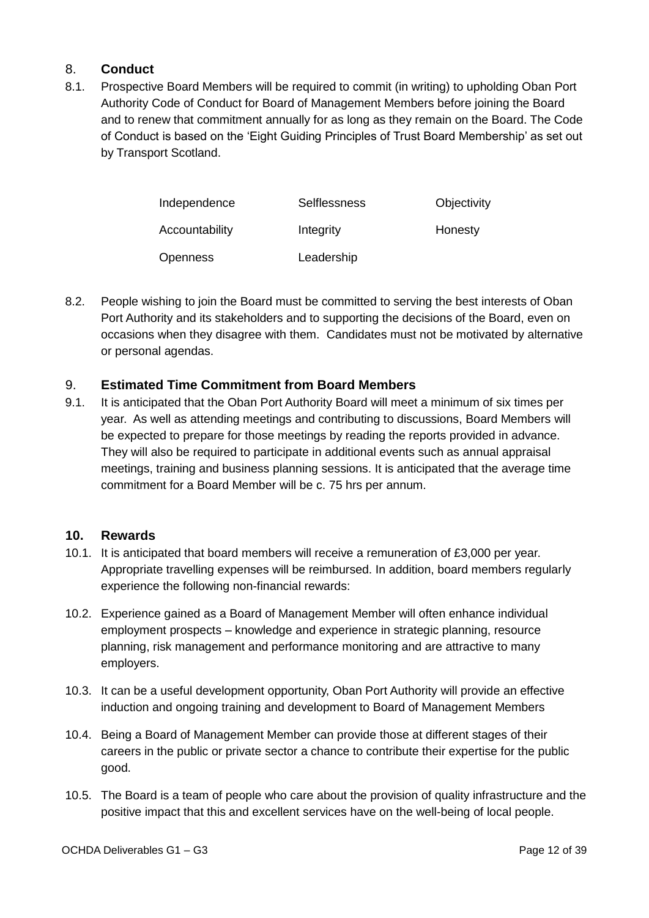## 8. **Conduct**

8.1. Prospective Board Members will be required to commit (in writing) to upholding Oban Port Authority Code of Conduct for Board of Management Members before joining the Board and to renew that commitment annually for as long as they remain on the Board. The Code of Conduct is based on the 'Eight Guiding Principles of Trust Board Membership' as set out by Transport Scotland.

| | | |
|---|---|---|
| Independence | Selflessness | Objectivity |
| Accountability | Integrity | Honesty |
| Openness | Leadership | |

8.2. People wishing to join the Board must be committed to serving the best interests of Oban Port Authority and its stakeholders and to supporting the decisions of the Board, even on occasions when they disagree with them. Candidates must not be motivated by alternative or personal agendas.

## 9. **Estimated Time Commitment from Board Members**

9.1. It is anticipated that the Oban Port Authority Board will meet a minimum of six times per year. As well as attending meetings and contributing to discussions, Board Members will be expected to prepare for those meetings by reading the reports provided in advance. They will also be required to participate in additional events such as annual appraisal meetings, training and business planning sessions. It is anticipated that the average time commitment for a Board Member will be c. 75 hrs per annum.

## **10. Rewards**

10.1. It is anticipated that board members will receive a remuneration of £3,000 per year. Appropriate travelling expenses will be reimbursed. In addition, board members regularly experience the following non-financial rewards:

10.2. Experience gained as a Board of Management Member will often enhance individual employment prospects – knowledge and experience in strategic planning, resource planning, risk management and performance monitoring and are attractive to many employers.

10.3. It can be a useful development opportunity, Oban Port Authority will provide an effective induction and ongoing training and development to Board of Management Members

10.4. Being a Board of Management Member can provide those at different stages of their careers in the public or private sector a chance to contribute their expertise for the public good.

10.5. The Board is a team of people who care about the provision of quality infrastructure and the positive impact that this and excellent services have on the well-being of local people.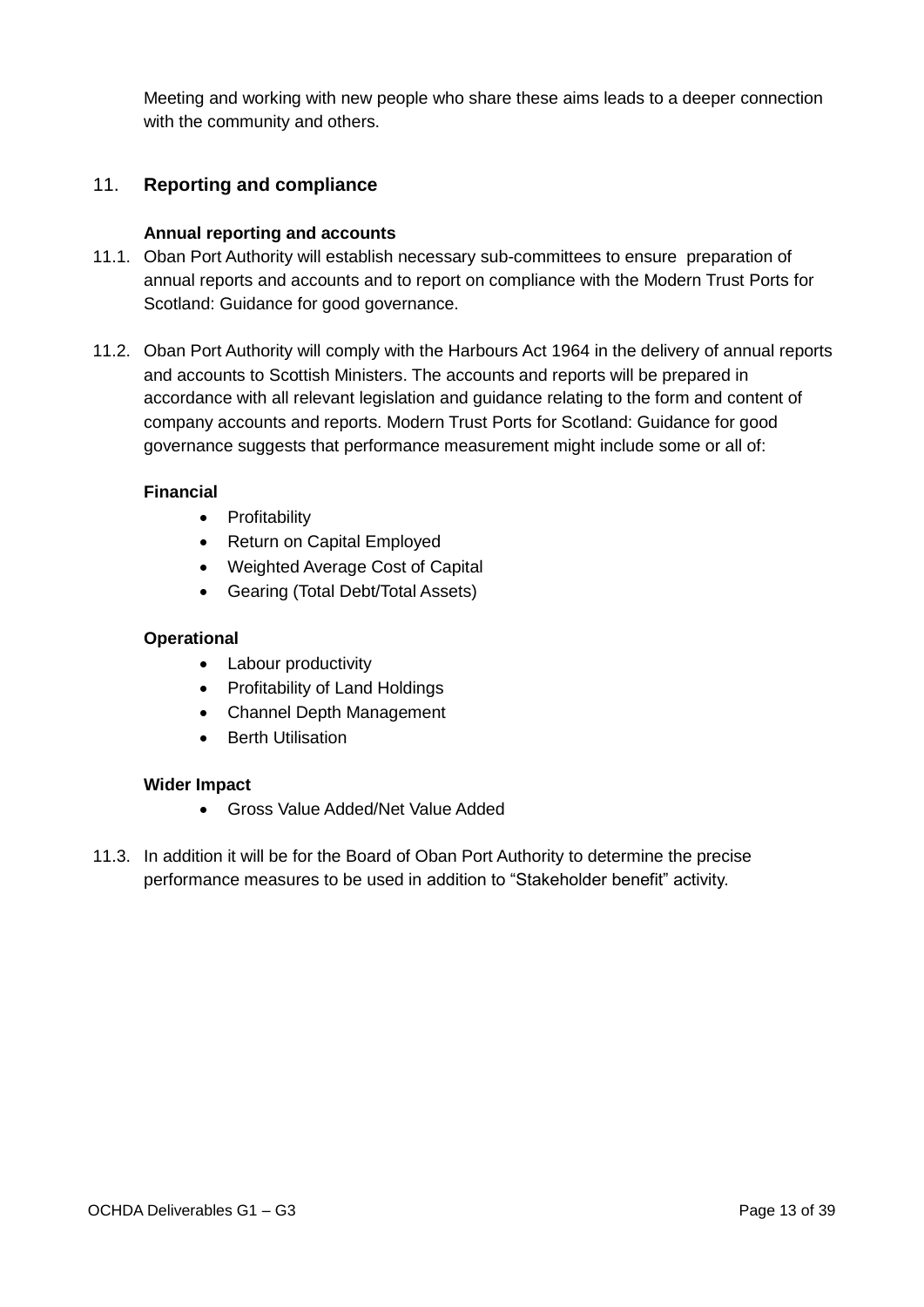Meeting and working with new people who share these aims leads to a deeper connection with the community and others.

## 11. Reporting and compliance

**Annual reporting and accounts**

11.1. Oban Port Authority will establish necessary sub-committees to ensure preparation of annual reports and accounts and to report on compliance with the Modern Trust Ports for Scotland: Guidance for good governance.

11.2. Oban Port Authority will comply with the Harbours Act 1964 in the delivery of annual reports and accounts to Scottish Ministers. The accounts and reports will be prepared in accordance with all relevant legislation and guidance relating to the form and content of company accounts and reports. Modern Trust Ports for Scotland: Guidance for good governance suggests that performance measurement might include some or all of:

**Financial**

- Profitability
- Return on Capital Employed
- Weighted Average Cost of Capital
- Gearing (Total Debt/Total Assets)

**Operational**

- Labour productivity
- Profitability of Land Holdings
- Channel Depth Management
- Berth Utilisation

**Wider Impact**

- Gross Value Added/Net Value Added

11.3. In addition it will be for the Board of Oban Port Authority to determine the precise performance measures to be used in addition to "Stakeholder benefit" activity.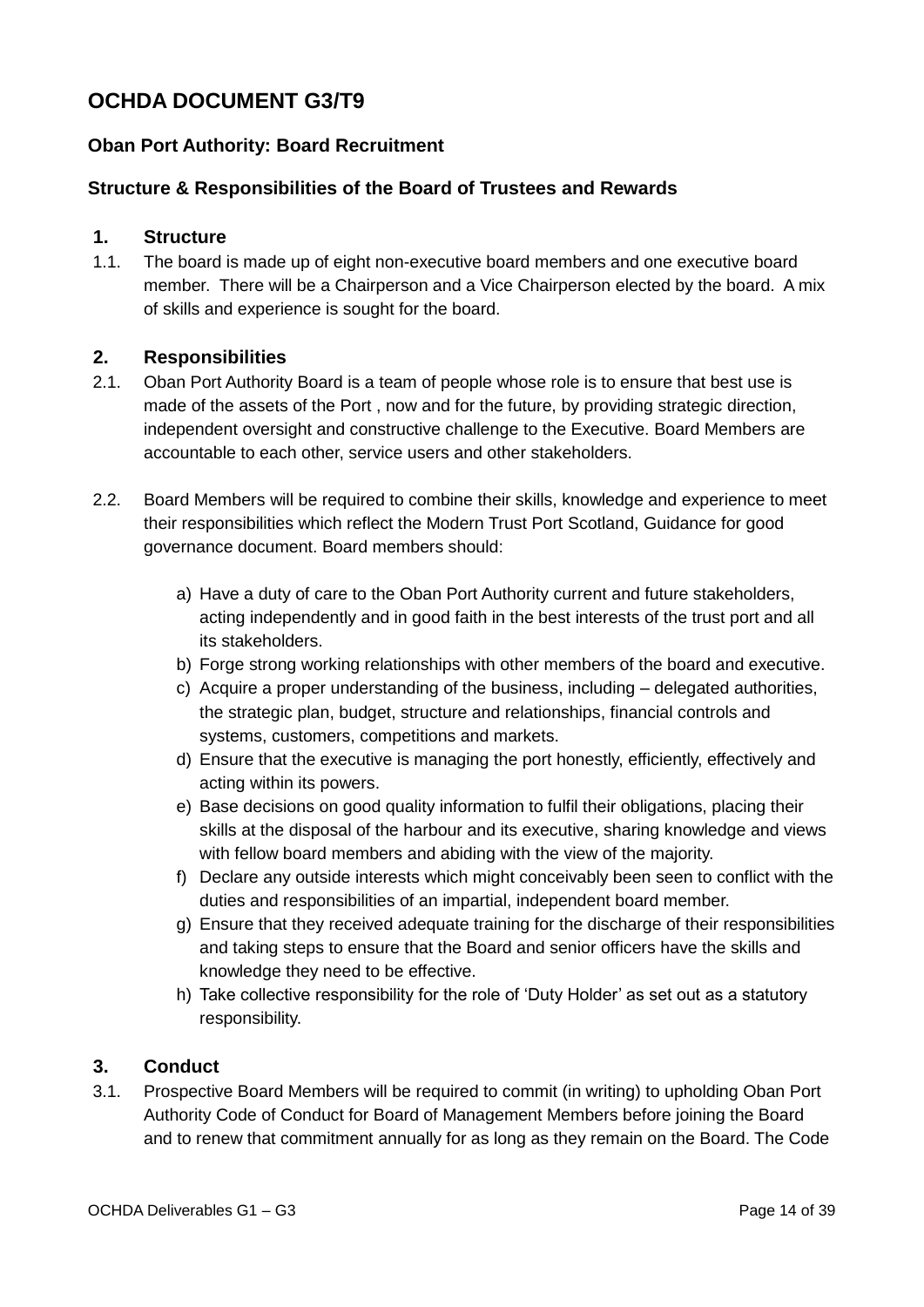# OCHDA DOCUMENT G3/T9

### Oban Port Authority: Board Recruitment

### Structure & Responsibilities of the Board of Trustees and Rewards

## 1. Structure

1.1. The board is made up of eight non-executive board members and one executive board member. There will be a Chairperson and a Vice Chairperson elected by the board. A mix of skills and experience is sought for the board.

## 2. Responsibilities

2.1. Oban Port Authority Board is a team of people whose role is to ensure that best use is made of the assets of the Port , now and for the future, by providing strategic direction, independent oversight and constructive challenge to the Executive. Board Members are accountable to each other, service users and other stakeholders.

2.2. Board Members will be required to combine their skills, knowledge and experience to meet their responsibilities which reflect the Modern Trust Port Scotland, Guidance for good governance document. Board members should:

a) Have a duty of care to the Oban Port Authority current and future stakeholders, acting independently and in good faith in the best interests of the trust port and all its stakeholders.
b) Forge strong working relationships with other members of the board and executive.
c) Acquire a proper understanding of the business, including – delegated authorities, the strategic plan, budget, structure and relationships, financial controls and systems, customers, competitions and markets.
d) Ensure that the executive is managing the port honestly, efficiently, effectively and acting within its powers.
e) Base decisions on good quality information to fulfil their obligations, placing their skills at the disposal of the harbour and its executive, sharing knowledge and views with fellow board members and abiding with the view of the majority.
f) Declare any outside interests which might conceivably been seen to conflict with the duties and responsibilities of an impartial, independent board member.
g) Ensure that they received adequate training for the discharge of their responsibilities and taking steps to ensure that the Board and senior officers have the skills and knowledge they need to be effective.
h) Take collective responsibility for the role of 'Duty Holder' as set out as a statutory responsibility.

## 3. Conduct

3.1. Prospective Board Members will be required to commit (in writing) to upholding Oban Port Authority Code of Conduct for Board of Management Members before joining the Board and to renew that commitment annually for as long as they remain on the Board. The Code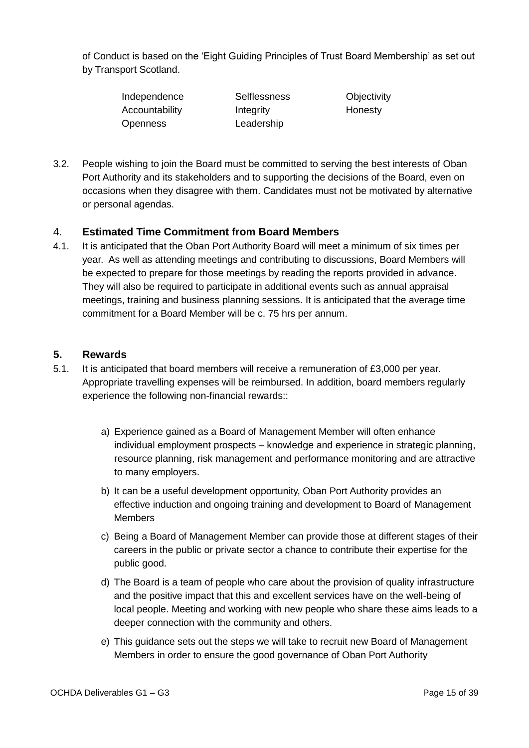of Conduct is based on the 'Eight Guiding Principles of Trust Board Membership' as set out by Transport Scotland.

| | | |
|---|---|---|
| Independence | Selflessness | Objectivity |
| Accountability | Integrity | Honesty |
| Openness | Leadership | |

3.2. People wishing to join the Board must be committed to serving the best interests of Oban Port Authority and its stakeholders and to supporting the decisions of the Board, even on occasions when they disagree with them. Candidates must not be motivated by alternative or personal agendas.

## 4. Estimated Time Commitment from Board Members

4.1. It is anticipated that the Oban Port Authority Board will meet a minimum of six times per year. As well as attending meetings and contributing to discussions, Board Members will be expected to prepare for those meetings by reading the reports provided in advance. They will also be required to participate in additional events such as annual appraisal meetings, training and business planning sessions. It is anticipated that the average time commitment for a Board Member will be c. 75 hrs per annum.

## 5. Rewards

5.1. It is anticipated that board members will receive a remuneration of £3,000 per year. Appropriate travelling expenses will be reimbursed. In addition, board members regularly experience the following non-financial rewards::

a) Experience gained as a Board of Management Member will often enhance individual employment prospects – knowledge and experience in strategic planning, resource planning, risk management and performance monitoring and are attractive to many employers.

b) It can be a useful development opportunity, Oban Port Authority provides an effective induction and ongoing training and development to Board of Management Members

c) Being a Board of Management Member can provide those at different stages of their careers in the public or private sector a chance to contribute their expertise for the public good.

d) The Board is a team of people who care about the provision of quality infrastructure and the positive impact that this and excellent services have on the well-being of local people. Meeting and working with new people who share these aims leads to a deeper connection with the community and others.

e) This guidance sets out the steps we will take to recruit new Board of Management Members in order to ensure the good governance of Oban Port Authority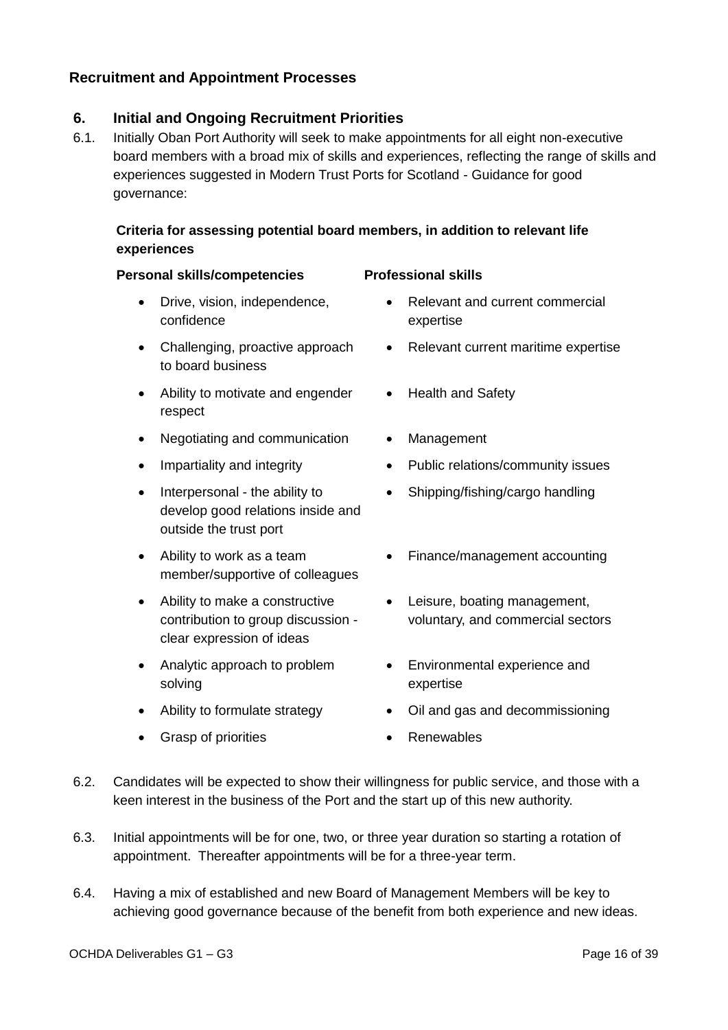## Recruitment and Appointment Processes

### 6. Initial and Ongoing Recruitment Priorities

6.1. Initially Oban Port Authority will seek to make appointments for all eight non-executive board members with a broad mix of skills and experiences, reflecting the range of skills and experiences suggested in Modern Trust Ports for Scotland - Guidance for good governance:

**Criteria for assessing potential board members, in addition to relevant life experiences**

| Personal skills/competencies | Professional skills |
|---|---|
| Drive, vision, independence, confidence | Relevant and current commercial expertise |
| Challenging, proactive approach to board business | Relevant current maritime expertise |
| Ability to motivate and engender respect | Health and Safety |
| Negotiating and communication | Management |
| Impartiality and integrity | Public relations/community issues |
| Interpersonal - the ability to develop good relations inside and outside the trust port | Shipping/fishing/cargo handling |
| Ability to work as a team member/supportive of colleagues | Finance/management accounting |
| Ability to make a constructive contribution to group discussion - clear expression of ideas | Leisure, boating management, voluntary, and commercial sectors |
| Analytic approach to problem solving | Environmental experience and expertise |
| Ability to formulate strategy | Oil and gas and decommissioning |
| Grasp of priorities | Renewables |

6.2. Candidates will be expected to show their willingness for public service, and those with a keen interest in the business of the Port and the start up of this new authority.

6.3. Initial appointments will be for one, two, or three year duration so starting a rotation of appointment. Thereafter appointments will be for a three-year term.

6.4. Having a mix of established and new Board of Management Members will be key to achieving good governance because of the benefit from both experience and new ideas.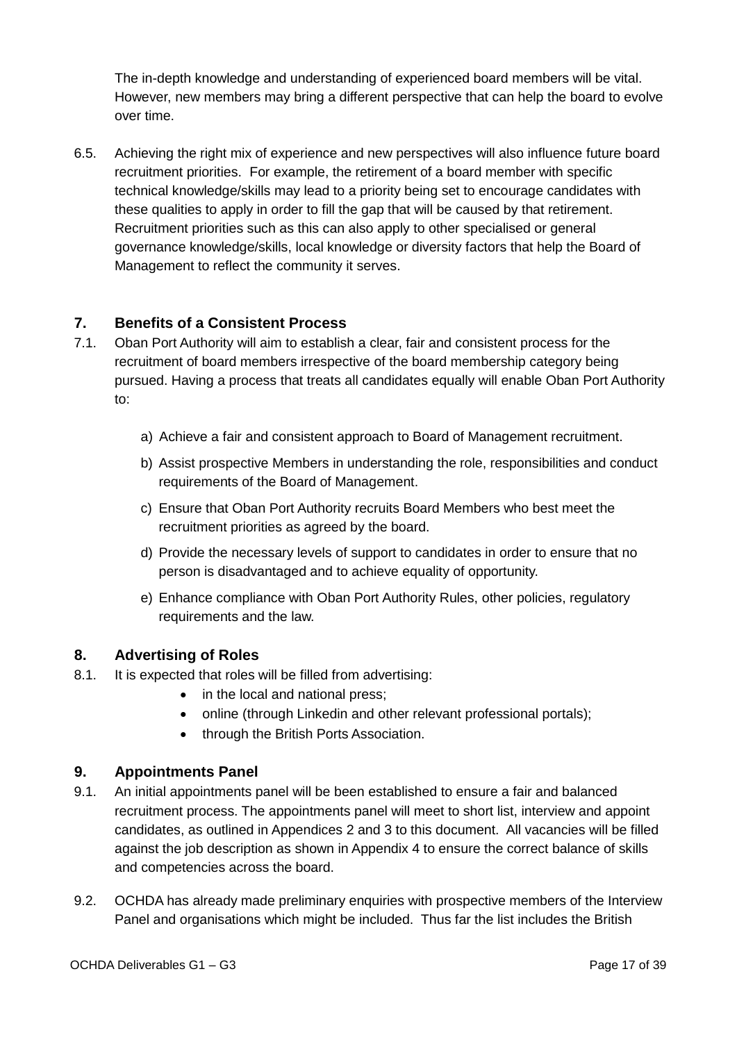The in-depth knowledge and understanding of experienced board members will be vital. However, new members may bring a different perspective that can help the board to evolve over time.

6.5. Achieving the right mix of experience and new perspectives will also influence future board recruitment priorities. For example, the retirement of a board member with specific technical knowledge/skills may lead to a priority being set to encourage candidates with these qualities to apply in order to fill the gap that will be caused by that retirement. Recruitment priorities such as this can also apply to other specialised or general governance knowledge/skills, local knowledge or diversity factors that help the Board of Management to reflect the community it serves.

## 7. Benefits of a Consistent Process

7.1. Oban Port Authority will aim to establish a clear, fair and consistent process for the recruitment of board members irrespective of the board membership category being pursued. Having a process that treats all candidates equally will enable Oban Port Authority to:

a) Achieve a fair and consistent approach to Board of Management recruitment.

b) Assist prospective Members in understanding the role, responsibilities and conduct requirements of the Board of Management.

c) Ensure that Oban Port Authority recruits Board Members who best meet the recruitment priorities as agreed by the board.

d) Provide the necessary levels of support to candidates in order to ensure that no person is disadvantaged and to achieve equality of opportunity.

e) Enhance compliance with Oban Port Authority Rules, other policies, regulatory requirements and the law.

## 8. Advertising of Roles

8.1. It is expected that roles will be filled from advertising:

- in the local and national press;
- online (through Linkedin and other relevant professional portals);
- through the British Ports Association.

## 9. Appointments Panel

9.1. An initial appointments panel will be been established to ensure a fair and balanced recruitment process. The appointments panel will meet to short list, interview and appoint candidates, as outlined in Appendices 2 and 3 to this document. All vacancies will be filled against the job description as shown in Appendix 4 to ensure the correct balance of skills and competencies across the board.

9.2. OCHDA has already made preliminary enquiries with prospective members of the Interview Panel and organisations which might be included. Thus far the list includes the British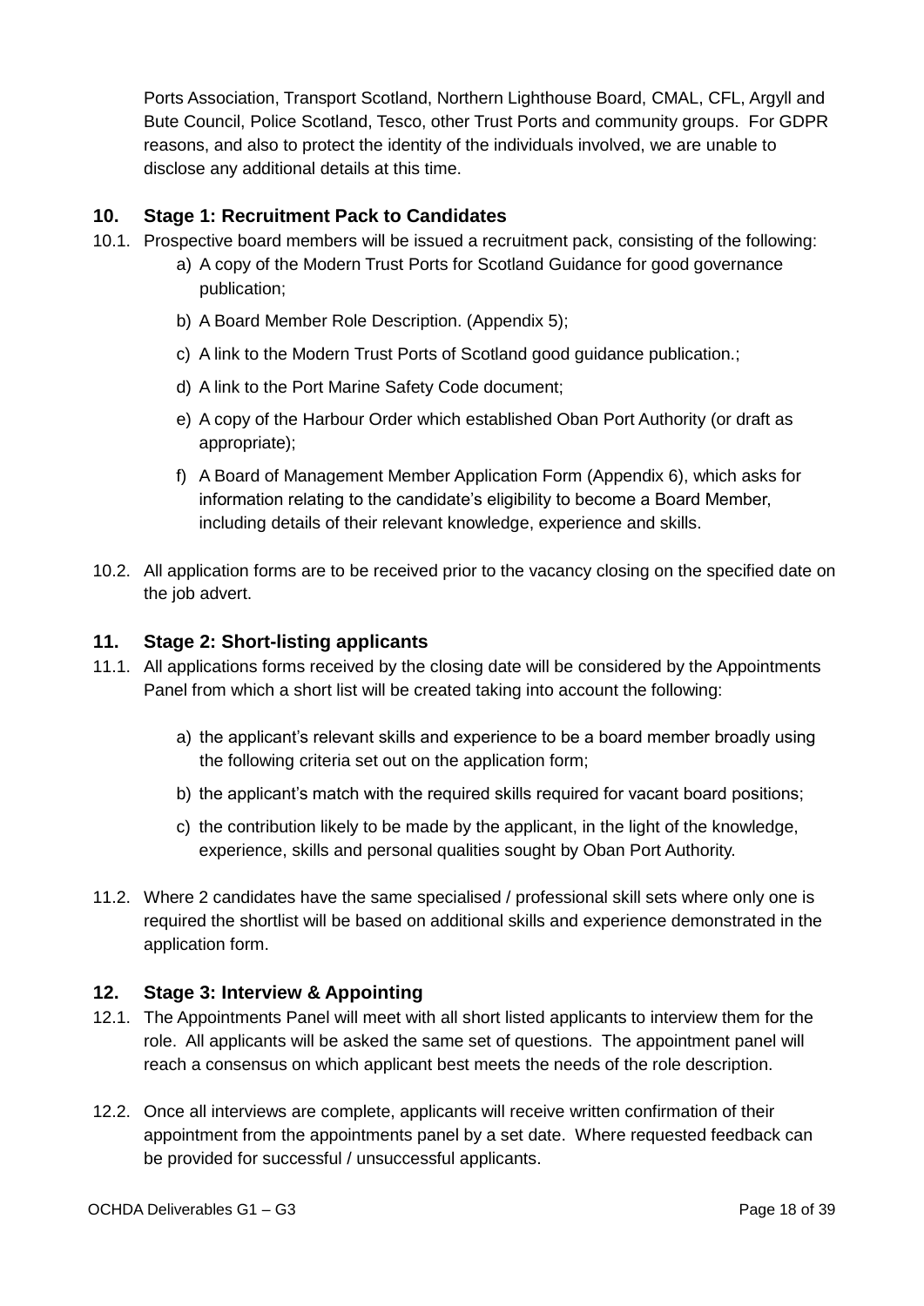Ports Association, Transport Scotland, Northern Lighthouse Board, CMAL, CFL, Argyll and Bute Council, Police Scotland, Tesco, other Trust Ports and community groups. For GDPR reasons, and also to protect the identity of the individuals involved, we are unable to disclose any additional details at this time.

## 10. Stage 1: Recruitment Pack to Candidates

10.1. Prospective board members will be issued a recruitment pack, consisting of the following:

a) A copy of the Modern Trust Ports for Scotland Guidance for good governance publication;

b) A Board Member Role Description. (Appendix 5);

c) A link to the Modern Trust Ports of Scotland good guidance publication.;

d) A link to the Port Marine Safety Code document;

e) A copy of the Harbour Order which established Oban Port Authority (or draft as appropriate);

f) A Board of Management Member Application Form (Appendix 6), which asks for information relating to the candidate's eligibility to become a Board Member, including details of their relevant knowledge, experience and skills.

10.2. All application forms are to be received prior to the vacancy closing on the specified date on the job advert.

## 11. Stage 2: Short-listing applicants

11.1. All applications forms received by the closing date will be considered by the Appointments Panel from which a short list will be created taking into account the following:

a) the applicant's relevant skills and experience to be a board member broadly using the following criteria set out on the application form;

b) the applicant's match with the required skills required for vacant board positions;

c) the contribution likely to be made by the applicant, in the light of the knowledge, experience, skills and personal qualities sought by Oban Port Authority.

11.2. Where 2 candidates have the same specialised / professional skill sets where only one is required the shortlist will be based on additional skills and experience demonstrated in the application form.

## 12. Stage 3: Interview & Appointing

12.1. The Appointments Panel will meet with all short listed applicants to interview them for the role. All applicants will be asked the same set of questions. The appointment panel will reach a consensus on which applicant best meets the needs of the role description.

12.2. Once all interviews are complete, applicants will receive written confirmation of their appointment from the appointments panel by a set date. Where requested feedback can be provided for successful / unsuccessful applicants.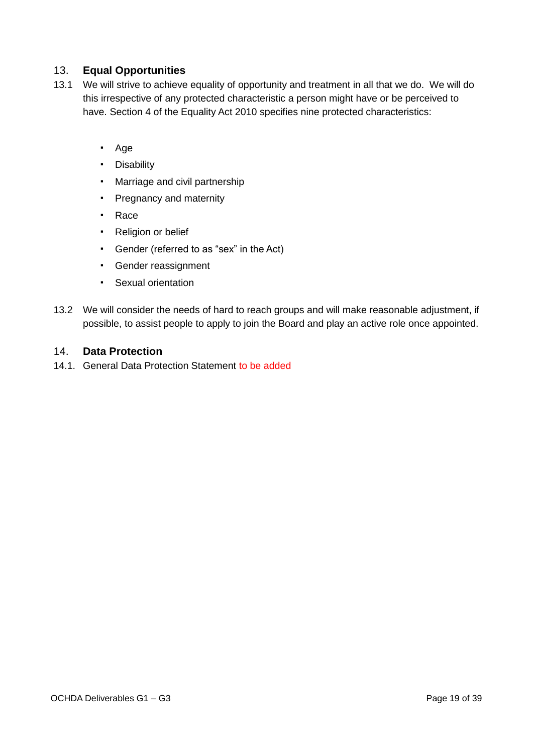## 13. Equal Opportunities

13.1 We will strive to achieve equality of opportunity and treatment in all that we do. We will do this irrespective of any protected characteristic a person might have or be perceived to have. Section 4 of the Equality Act 2010 specifies nine protected characteristics:

- Age
- Disability
- Marriage and civil partnership
- Pregnancy and maternity
- Race
- Religion or belief
- Gender (referred to as "sex" in the Act)
- Gender reassignment
- Sexual orientation

13.2 We will consider the needs of hard to reach groups and will make reasonable adjustment, if possible, to assist people to apply to join the Board and play an active role once appointed.

## 14. Data Protection

14.1. General Data Protection Statement to be added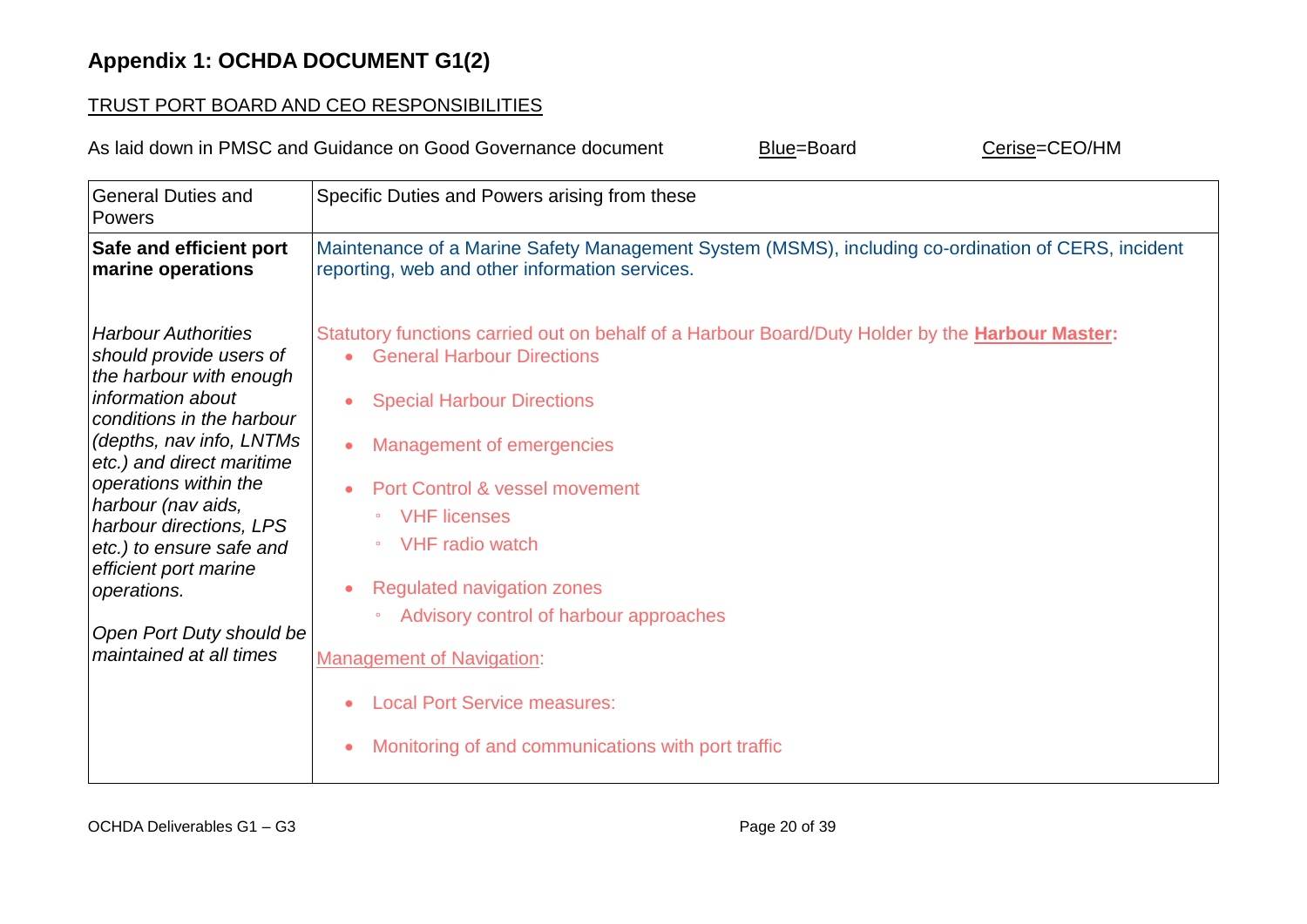# Appendix 1: OCHDA DOCUMENT G1(2)

## TRUST PORT BOARD AND CEO RESPONSIBILITIES

As laid down in PMSC and Guidance on Good Governance document Blue=Board Cerise=CEO/HM

| General Duties and Powers | Specific Duties and Powers arising from these |
|---|---|
| **Safe and efficient port marine operations**<br><br>*Harbour Authorities should provide users of the harbour with enough information about conditions in the harbour (depths, nav info, LNTMs etc.) and direct maritime operations within the harbour (nav aids, harbour directions, LPS etc.) to ensure safe and efficient port marine operations.*<br><br>*Open Port Duty should be maintained at all times* | Maintenance of a Marine Safety Management System (MSMS), including co-ordination of CERS, incident reporting, web and other information services.<br><br>Statutory functions carried out on behalf of a Harbour Board/Duty Holder by the **Harbour Master:**<br>• General Harbour Directions<br>• Special Harbour Directions<br>• Management of emergencies<br>• Port Control & vessel movement<br>  ◦ VHF licenses<br>  ◦ VHF radio watch<br>• Regulated navigation zones<br>  ◦ Advisory control of harbour approaches<br><br>Management of Navigation:<br>• Local Port Service measures:<br>• Monitoring of and communications with port traffic |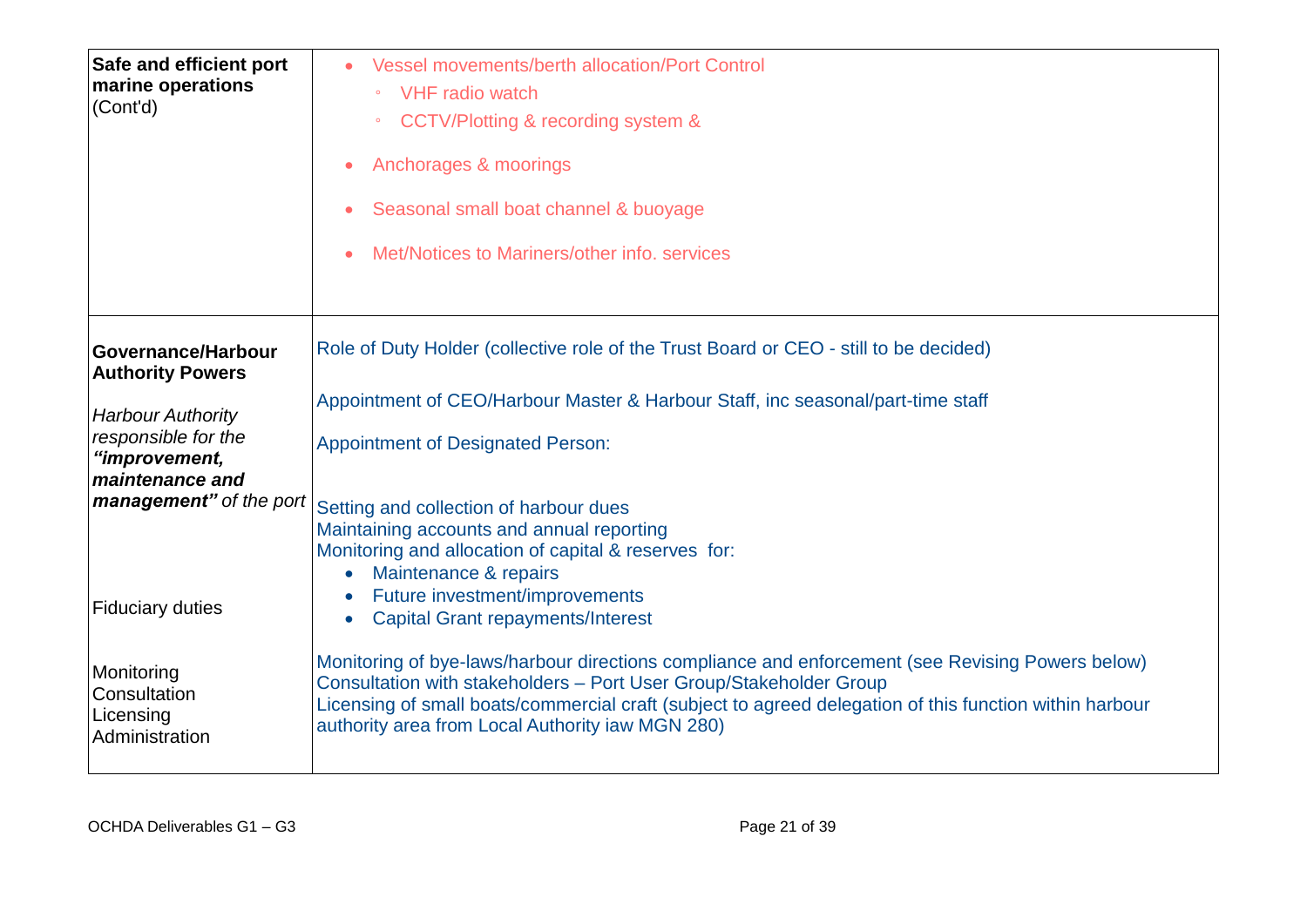| | |
|---|---|
| **Safe and efficient port marine operations** (Cont'd) | • Vessel movements/berth allocation/Port Control<br>  ◦ VHF radio watch<br>  ◦ CCTV/Plotting & recording system &<br><br>• Anchorages & moorings<br><br>• Seasonal small boat channel & buoyage<br><br>• Met/Notices to Mariners/other info. services |
| **Governance/Harbour Authority Powers**<br><br>*Harbour Authority responsible for the* ***"improvement, maintenance and management"*** *of the port*<br><br>Fiduciary duties<br><br>Monitoring<br>Consultation<br>Licensing<br>Administration | Role of Duty Holder (collective role of the Trust Board or CEO - still to be decided)<br><br>Appointment of CEO/Harbour Master & Harbour Staff, inc seasonal/part-time staff<br><br>Appointment of Designated Person:<br><br>Setting and collection of harbour dues<br>Maintaining accounts and annual reporting<br>Monitoring and allocation of capital & reserves for:<br>• Maintenance & repairs<br>• Future investment/improvements<br>• Capital Grant repayments/Interest<br><br>Monitoring of bye-laws/harbour directions compliance and enforcement (see Revising Powers below)<br>Consultation with stakeholders – Port User Group/Stakeholder Group<br>Licensing of small boats/commercial craft (subject to agreed delegation of this function within harbour authority area from Local Authority iaw MGN 280) |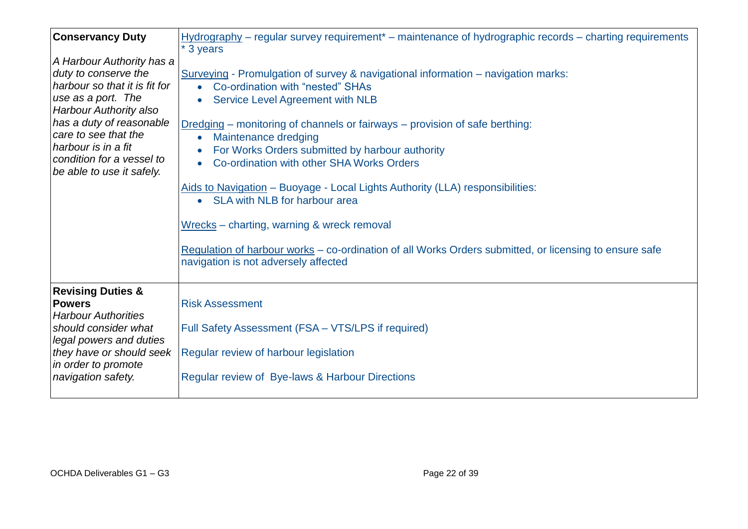| **Conservancy Duty**<br><br>*A Harbour Authority has a duty to conserve the harbour so that it is fit for use as a port. The Harbour Authority also has a duty of reasonable care to see that the harbour is in a fit condition for a vessel to be able to use it safely.* | <u>Hydrography</u> – regular survey requirement* – maintenance of hydrographic records – charting requirements<br>* 3 years<br><br><u>Surveying</u> - Promulgation of survey & navigational information – navigation marks:<br>• Co-ordination with "nested" SHAs<br>• Service Level Agreement with NLB<br><br><u>Dredging</u> – monitoring of channels or fairways – provision of safe berthing:<br>• Maintenance dredging<br>• For Works Orders submitted by harbour authority<br>• Co-ordination with other SHA Works Orders<br><br><u>Aids to Navigation</u> – Buoyage - Local Lights Authority (LLA) responsibilities:<br>• SLA with NLB for harbour area<br><br><u>Wrecks</u> – charting, warning & wreck removal<br><br><u>Regulation of harbour works</u> – co-ordination of all Works Orders submitted, or licensing to ensure safe navigation is not adversely affected |
|---|---|
| **Revising Duties & Powers**<br>*Harbour Authorities should consider what legal powers and duties they have or should seek in order to promote navigation safety.* | Risk Assessment<br><br>Full Safety Assessment (FSA – VTS/LPS if required)<br><br>Regular review of harbour legislation<br><br>Regular review of Bye-laws & Harbour Directions |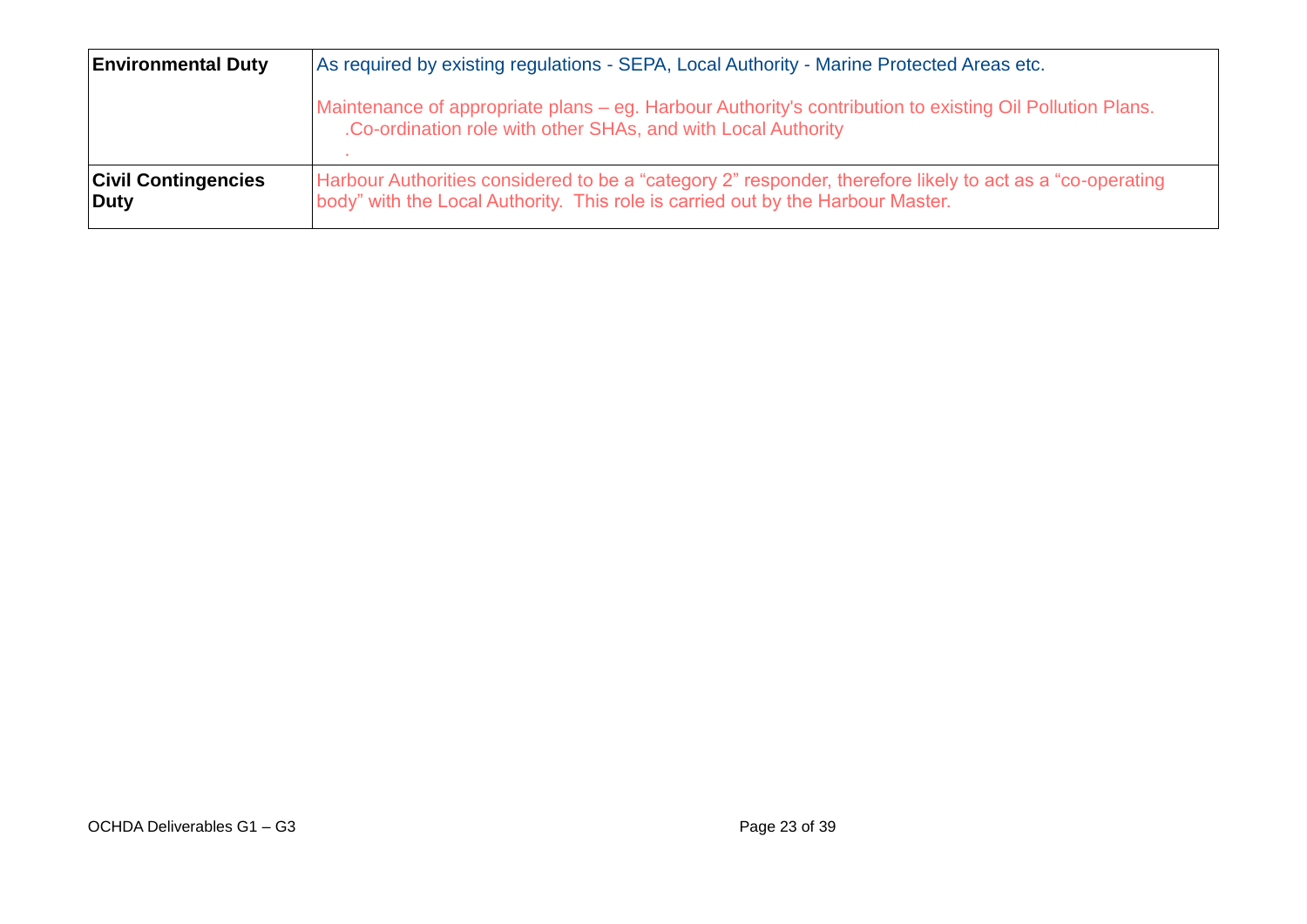| | |
|---|---|
| **Environmental Duty** | As required by existing regulations - SEPA, Local Authority - Marine Protected Areas etc.<br><br>Maintenance of appropriate plans – eg. Harbour Authority's contribution to existing Oil Pollution Plans.<br>.Co-ordination role with other SHAs, and with Local Authority<br>. |
| **Civil Contingencies Duty** | Harbour Authorities considered to be a “category 2” responder, therefore likely to act as a “co-operating body” with the Local Authority.  This role is carried out by the Harbour Master. |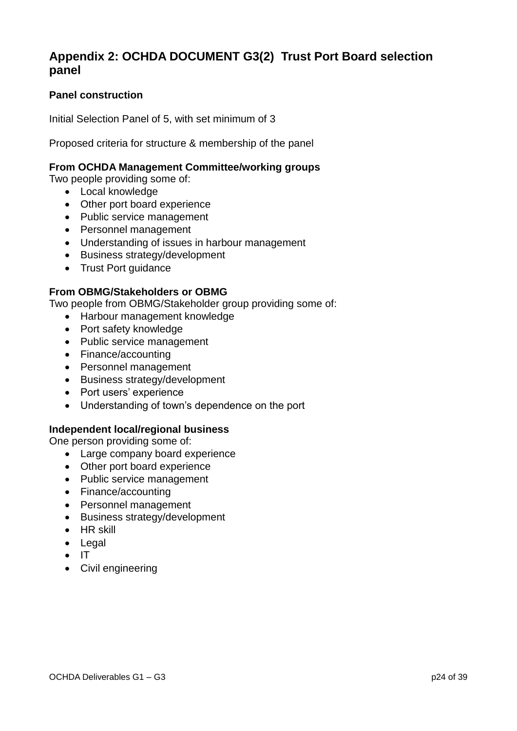## Appendix 2: OCHDA DOCUMENT G3(2) Trust Port Board selection panel

### Panel construction

Initial Selection Panel of 5, with set minimum of 3

Proposed criteria for structure & membership of the panel

**From OCHDA Management Committee/working groups**
Two people providing some of:

- Local knowledge
- Other port board experience
- Public service management
- Personnel management
- Understanding of issues in harbour management
- Business strategy/development
- Trust Port guidance

**From OBMG/Stakeholders or OBMG**
Two people from OBMG/Stakeholder group providing some of:

- Harbour management knowledge
- Port safety knowledge
- Public service management
- Finance/accounting
- Personnel management
- Business strategy/development
- Port users' experience
- Understanding of town's dependence on the port

**Independent local/regional business**
One person providing some of:

- Large company board experience
- Other port board experience
- Public service management
- Finance/accounting
- Personnel management
- Business strategy/development
- HR skill
- Legal
- IT
- Civil engineering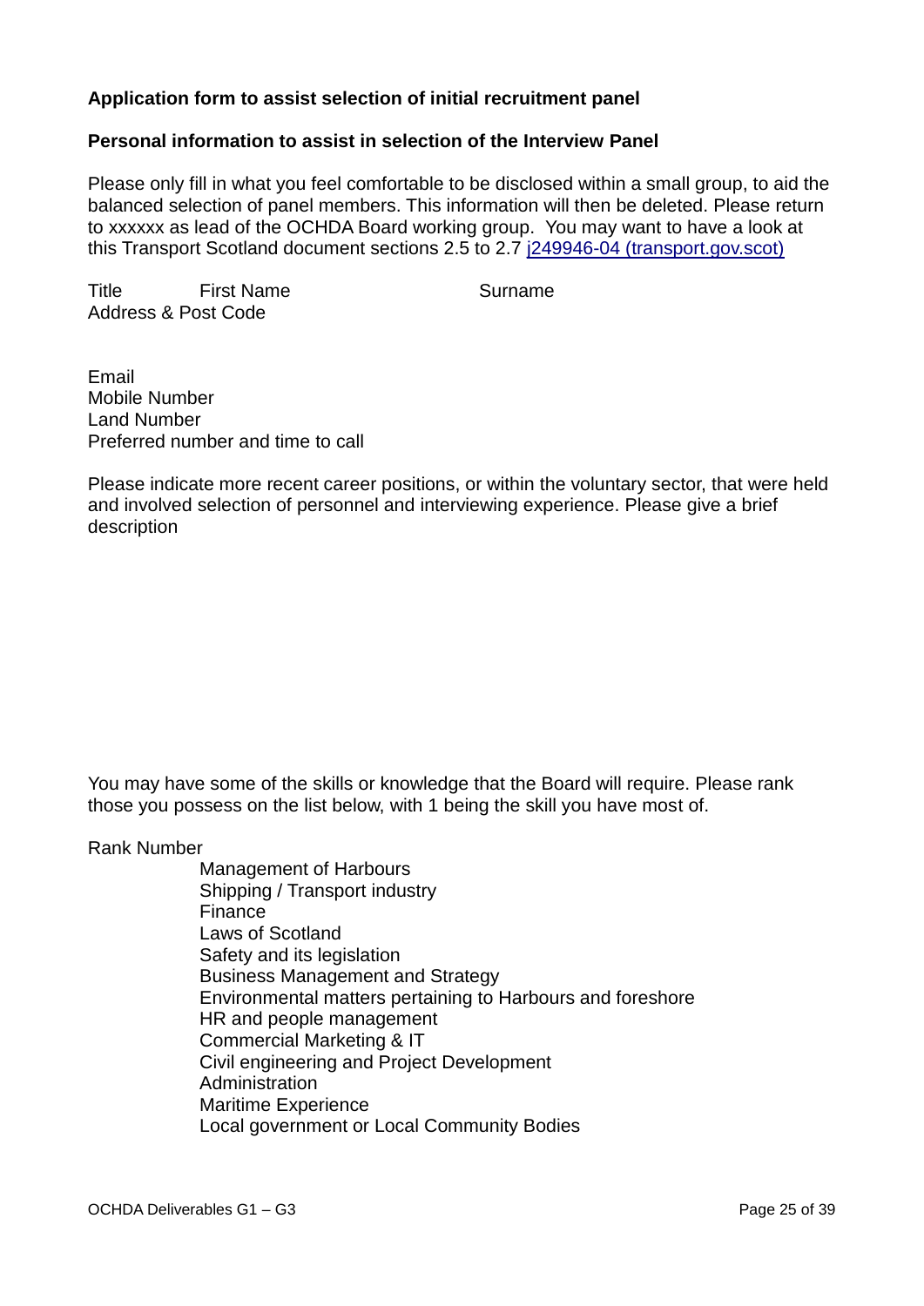**Application form to assist selection of initial recruitment panel**

**Personal information to assist in selection of the Interview Panel**

Please only fill in what you feel comfortable to be disclosed within a small group, to aid the balanced selection of panel members. This information will then be deleted. Please return to xxxxxx as lead of the OCHDA Board working group. You may want to have a look at this Transport Scotland document sections 2.5 to 2.7 [j249946-04 (transport.gov.scot)]

Title First Name Surname
Address & Post Code

Email
Mobile Number
Land Number
Preferred number and time to call

Please indicate more recent career positions, or within the voluntary sector, that were held and involved selection of personnel and interviewing experience. Please give a brief description

You may have some of the skills or knowledge that the Board will require. Please rank those you possess on the list below, with 1 being the skill you have most of.

Rank Number

- Management of Harbours
- Shipping / Transport industry
- Finance
- Laws of Scotland
- Safety and its legislation
- Business Management and Strategy
- Environmental matters pertaining to Harbours and foreshore
- HR and people management
- Commercial Marketing & IT
- Civil engineering and Project Development
- Administration
- Maritime Experience
- Local government or Local Community Bodies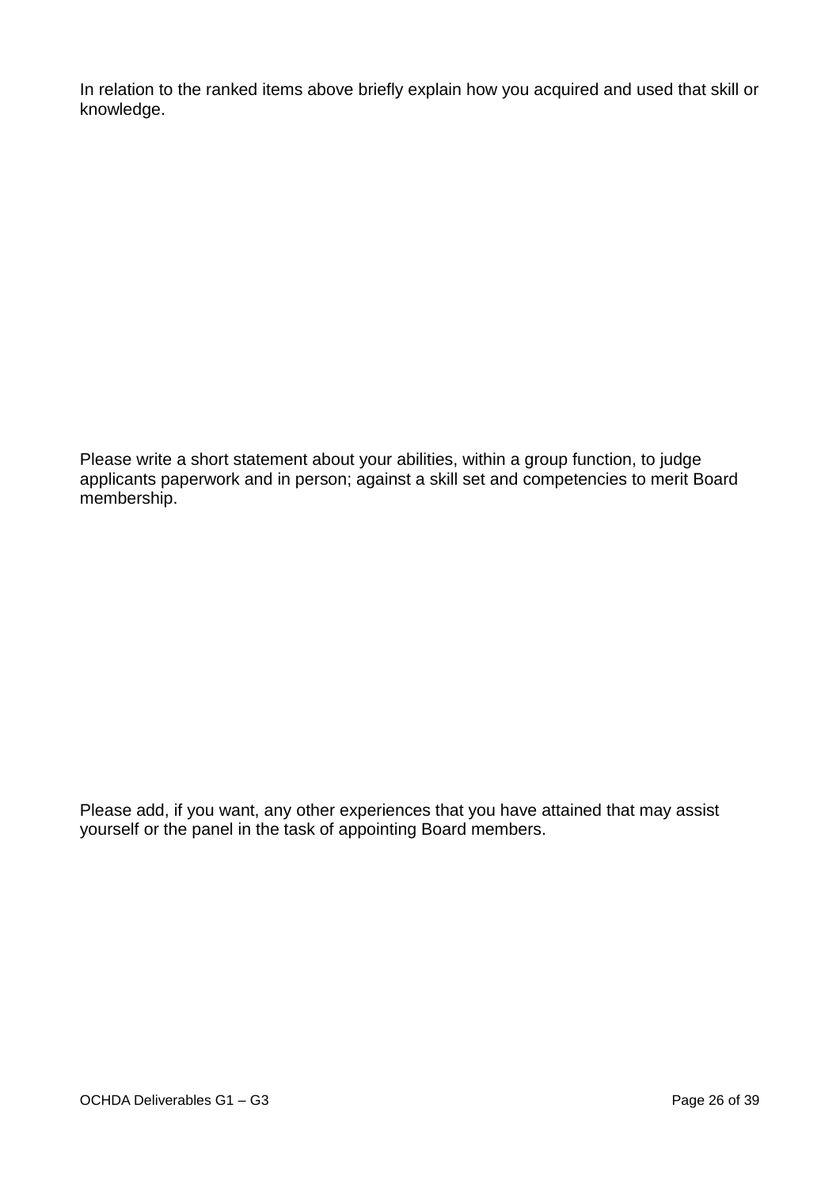In relation to the ranked items above briefly explain how you acquired and used that skill or knowledge.

Please write a short statement about your abilities, within a group function, to judge applicants paperwork and in person; against a skill set and competencies to merit Board membership.

Please add, if you want, any other experiences that you have attained that may assist yourself or the panel in the task of appointing Board members.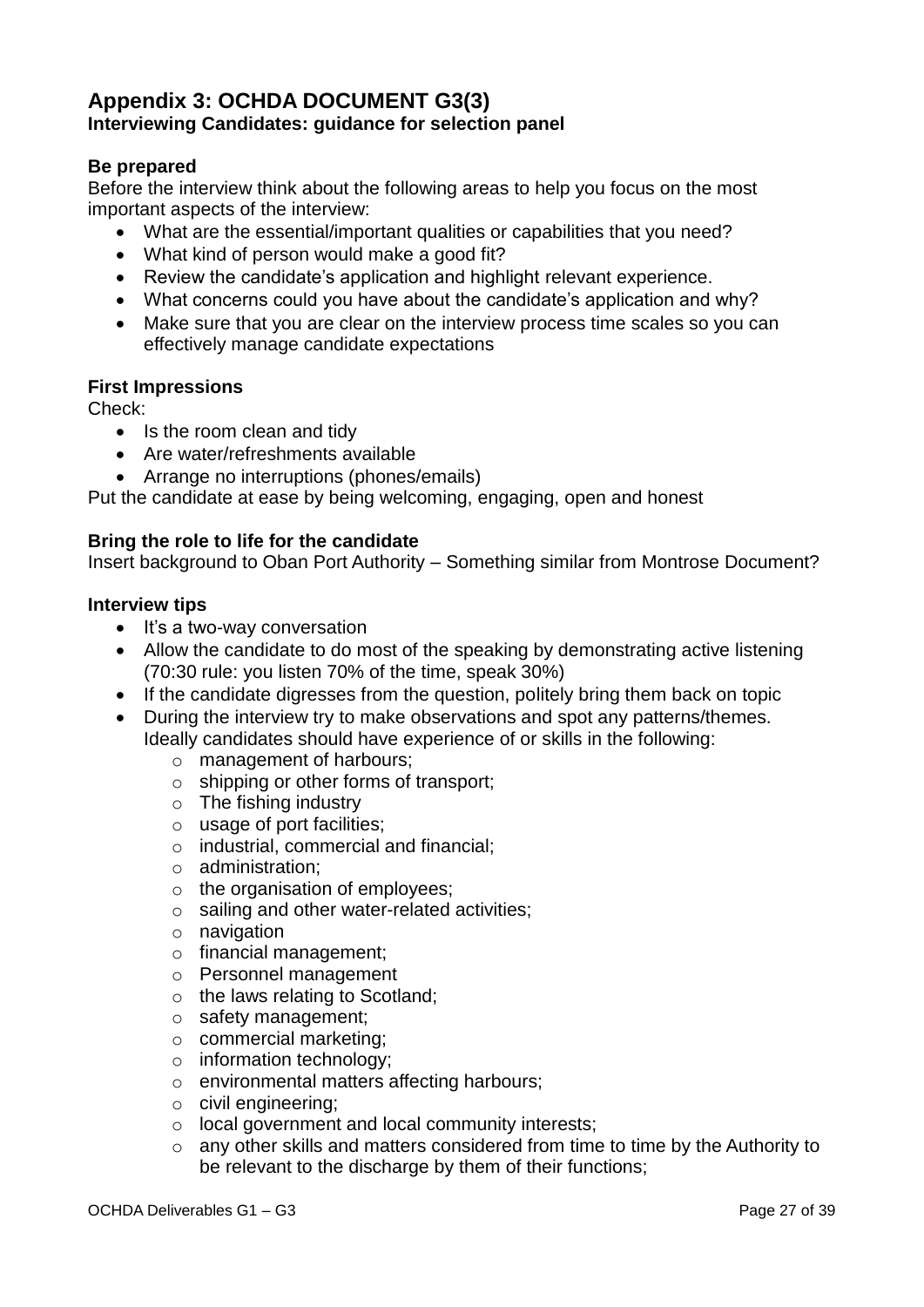## Appendix 3: OCHDA DOCUMENT G3(3)

### Interviewing Candidates: guidance for selection panel

**Be prepared**

Before the interview think about the following areas to help you focus on the most important aspects of the interview:

- What are the essential/important qualities or capabilities that you need?
- What kind of person would make a good fit?
- Review the candidate's application and highlight relevant experience.
- What concerns could you have about the candidate's application and why?
- Make sure that you are clear on the interview process time scales so you can effectively manage candidate expectations

**First Impressions**

Check:

- Is the room clean and tidy
- Are water/refreshments available
- Arrange no interruptions (phones/emails)

Put the candidate at ease by being welcoming, engaging, open and honest

**Bring the role to life for the candidate**

Insert background to Oban Port Authority – Something similar from Montrose Document?

**Interview tips**

- It's a two-way conversation
- Allow the candidate to do most of the speaking by demonstrating active listening (70:30 rule: you listen 70% of the time, speak 30%)
- If the candidate digresses from the question, politely bring them back on topic
- During the interview try to make observations and spot any patterns/themes. Ideally candidates should have experience of or skills in the following:
    - management of harbours;
    - shipping or other forms of transport;
    - The fishing industry
    - usage of port facilities;
    - industrial, commercial and financial;
    - administration;
    - the organisation of employees;
    - sailing and other water-related activities;
    - navigation
    - financial management;
    - Personnel management
    - the laws relating to Scotland;
    - safety management;
    - commercial marketing;
    - information technology;
    - environmental matters affecting harbours;
    - civil engineering;
    - local government and local community interests;
    - any other skills and matters considered from time to time by the Authority to be relevant to the discharge by them of their functions;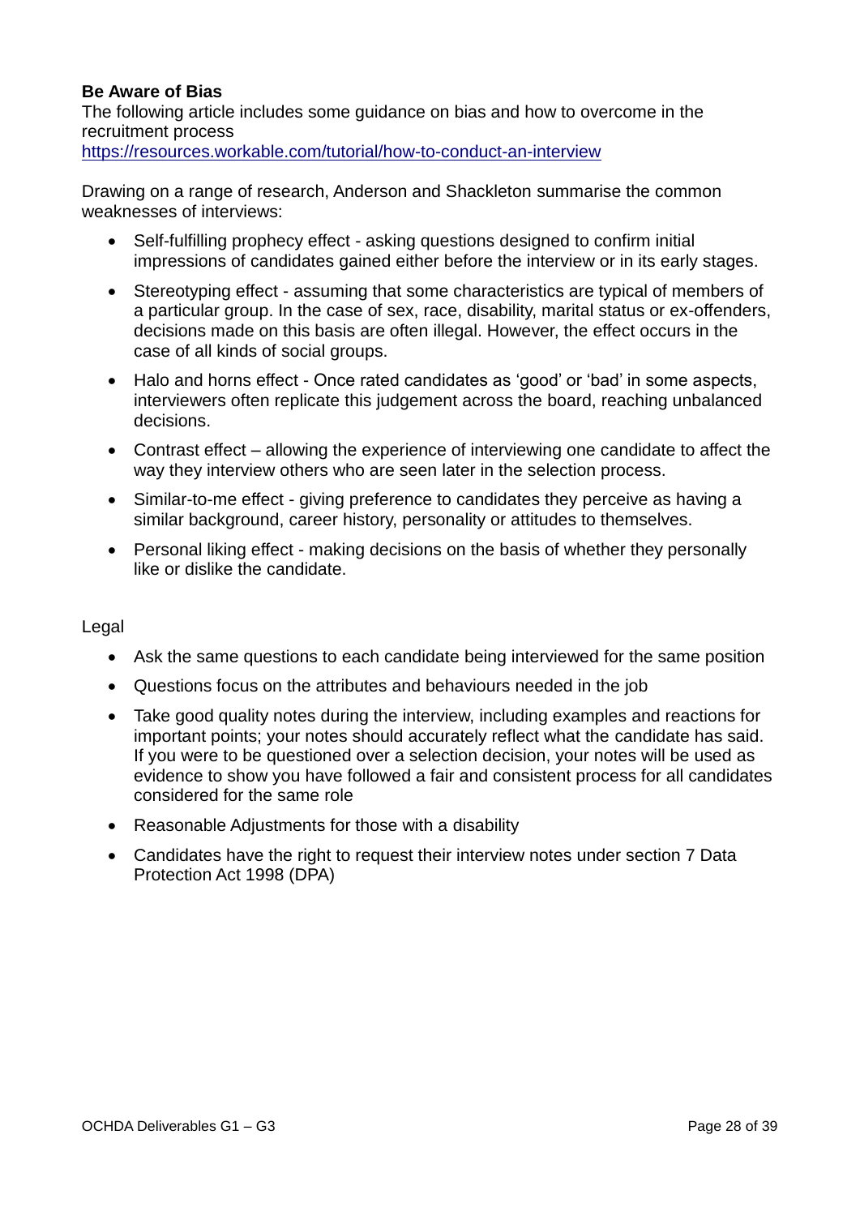**Be Aware of Bias**

The following article includes some guidance on bias and how to overcome in the recruitment process
https://resources.workable.com/tutorial/how-to-conduct-an-interview

Drawing on a range of research, Anderson and Shackleton summarise the common weaknesses of interviews:

- Self-fulfilling prophecy effect - asking questions designed to confirm initial impressions of candidates gained either before the interview or in its early stages.
- Stereotyping effect - assuming that some characteristics are typical of members of a particular group. In the case of sex, race, disability, marital status or ex-offenders, decisions made on this basis are often illegal. However, the effect occurs in the case of all kinds of social groups.
- Halo and horns effect - Once rated candidates as 'good' or 'bad' in some aspects, interviewers often replicate this judgement across the board, reaching unbalanced decisions.
- Contrast effect – allowing the experience of interviewing one candidate to affect the way they interview others who are seen later in the selection process.
- Similar-to-me effect - giving preference to candidates they perceive as having a similar background, career history, personality or attitudes to themselves.
- Personal liking effect - making decisions on the basis of whether they personally like or dislike the candidate.

Legal

- Ask the same questions to each candidate being interviewed for the same position
- Questions focus on the attributes and behaviours needed in the job
- Take good quality notes during the interview, including examples and reactions for important points; your notes should accurately reflect what the candidate has said. If you were to be questioned over a selection decision, your notes will be used as evidence to show you have followed a fair and consistent process for all candidates considered for the same role
- Reasonable Adjustments for those with a disability
- Candidates have the right to request their interview notes under section 7 Data Protection Act 1998 (DPA)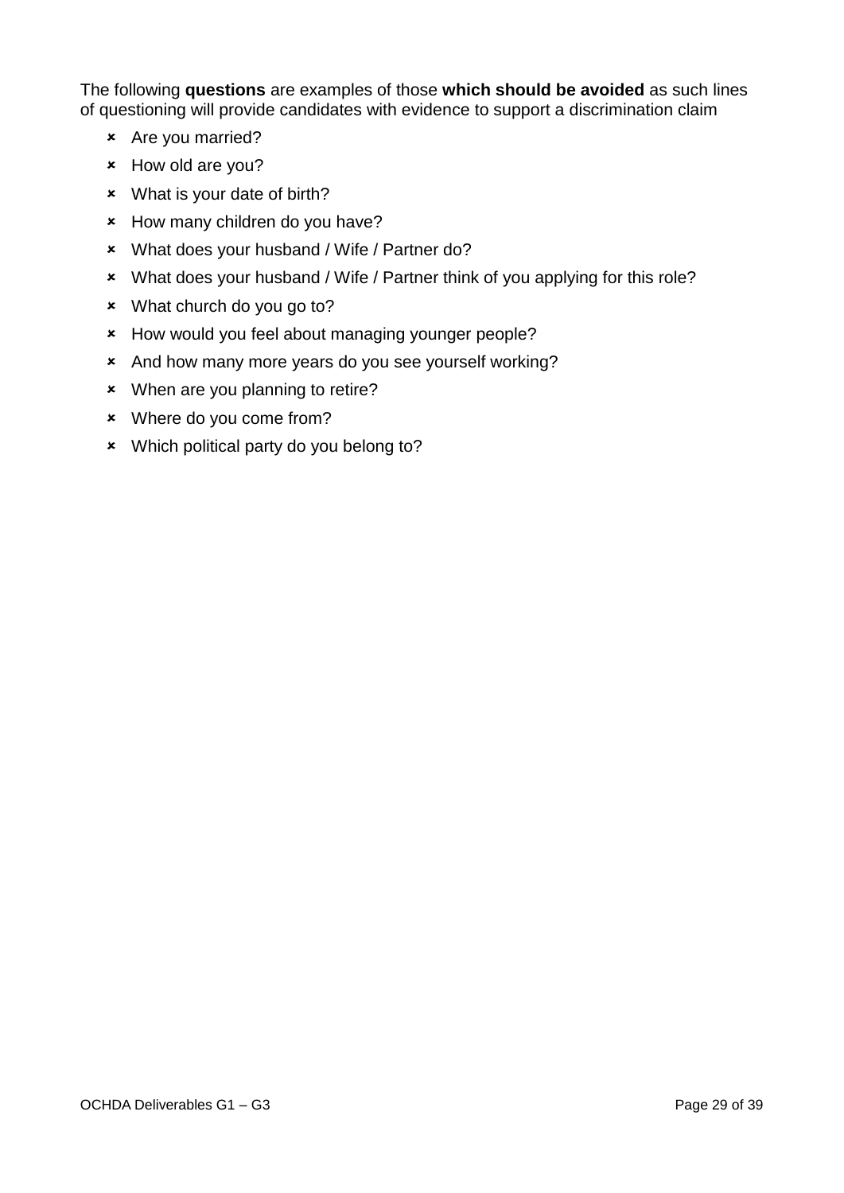The following **questions** are examples of those **which should be avoided** as such lines of questioning will provide candidates with evidence to support a discrimination claim

- Are you married?
- How old are you?
- What is your date of birth?
- How many children do you have?
- What does your husband / Wife / Partner do?
- What does your husband / Wife / Partner think of you applying for this role?
- What church do you go to?
- How would you feel about managing younger people?
- And how many more years do you see yourself working?
- When are you planning to retire?
- Where do you come from?
- Which political party do you belong to?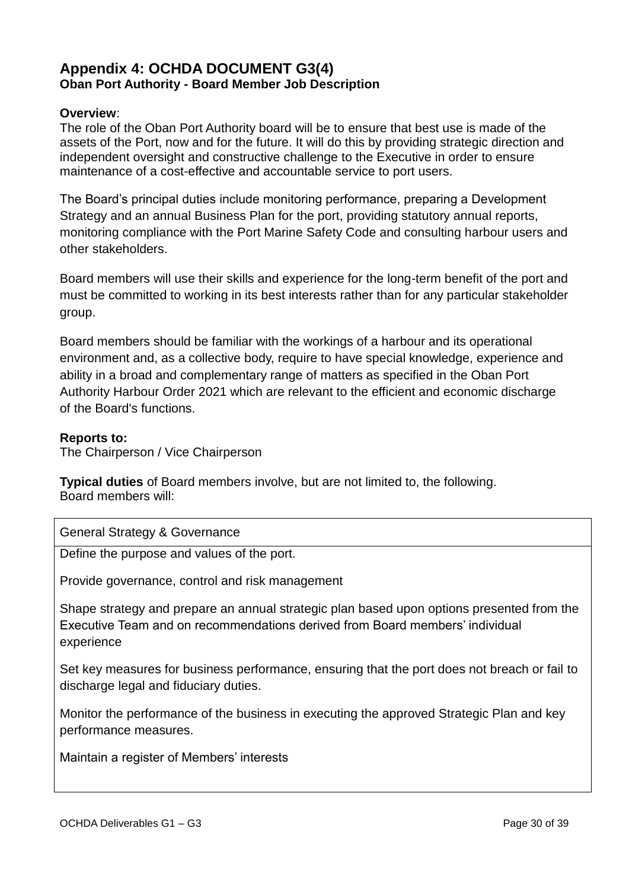## Appendix 4: OCHDA DOCUMENT G3(4)
### Oban Port Authority - Board Member Job Description

**Overview**:
The role of the Oban Port Authority board will be to ensure that best use is made of the assets of the Port, now and for the future. It will do this by providing strategic direction and independent oversight and constructive challenge to the Executive in order to ensure maintenance of a cost-effective and accountable service to port users.

The Board's principal duties include monitoring performance, preparing a Development Strategy and an annual Business Plan for the port, providing statutory annual reports, monitoring compliance with the Port Marine Safety Code and consulting harbour users and other stakeholders.

Board members will use their skills and experience for the long-term benefit of the port and must be committed to working in its best interests rather than for any particular stakeholder group.

Board members should be familiar with the workings of a harbour and its operational environment and, as a collective body, require to have special knowledge, experience and ability in a broad and complementary range of matters as specified in the Oban Port Authority Harbour Order 2021 which are relevant to the efficient and economic discharge of the Board's functions.

**Reports to:**
The Chairperson / Vice Chairperson

**Typical duties** of Board members involve, but are not limited to, the following.
Board members will:

| General Strategy & Governance |
| --- |
| Define the purpose and values of the port.<br><br>Provide governance, control and risk management<br><br>Shape strategy and prepare an annual strategic plan based upon options presented from the Executive Team and on recommendations derived from Board members' individual experience<br><br>Set key measures for business performance, ensuring that the port does not breach or fail to discharge legal and fiduciary duties.<br><br>Monitor the performance of the business in executing the approved Strategic Plan and key performance measures.<br><br>Maintain a register of Members' interests |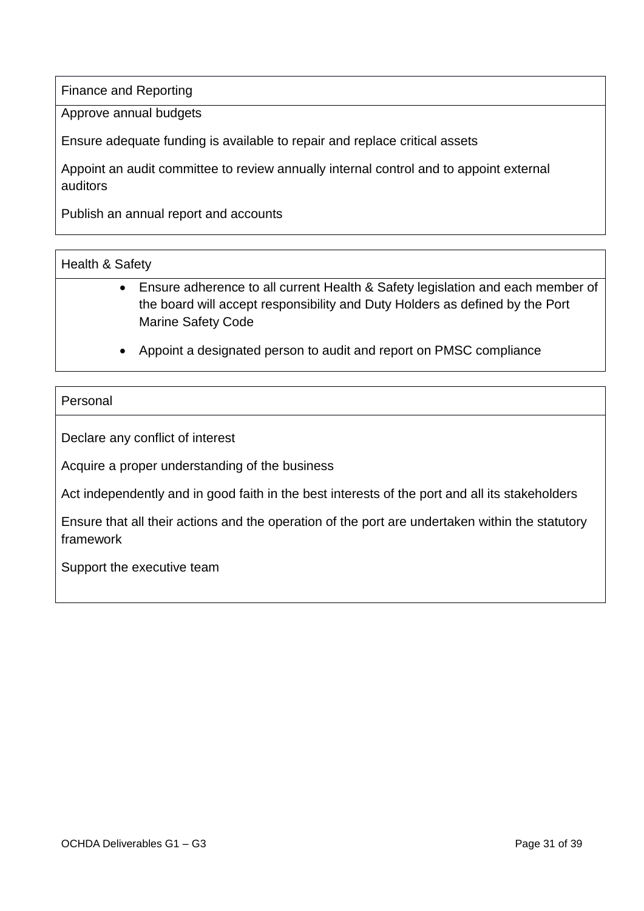| Finance and Reporting |
| --- |
| Approve annual budgets<br><br>Ensure adequate funding is available to repair and replace critical assets<br><br>Appoint an audit committee to review annually internal control and to appoint external auditors<br><br>Publish an annual report and accounts |

| Health & Safety |
| --- |
| • Ensure adherence to all current Health & Safety legislation and each member of the board will accept responsibility and Duty Holders as defined by the Port Marine Safety Code<br><br>• Appoint a designated person to audit and report on PMSC compliance |

| Personal |
| --- |
| Declare any conflict of interest<br><br>Acquire a proper understanding of the business<br><br>Act independently and in good faith in the best interests of the port and all its stakeholders<br><br>Ensure that all their actions and the operation of the port are undertaken within the statutory framework<br><br>Support the executive team |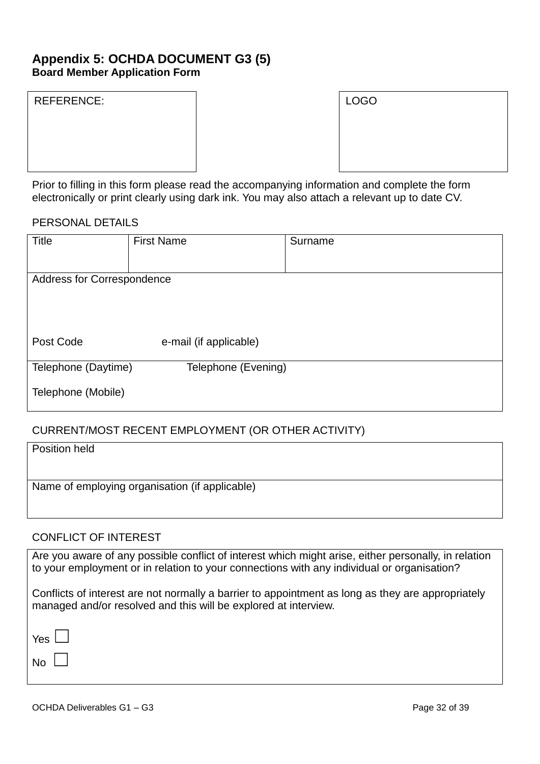## Appendix 5: OCHDA DOCUMENT G3 (5)

**Board Member Application Form**

| REFERENCE: | LOGO |
|---|---|

Prior to filling in this form please read the accompanying information and complete the form electronically or print clearly using dark ink. You may also attach a relevant up to date CV.

PERSONAL DETAILS

| Title | First Name | Surname |
|---|---|---|
| Address for Correspondence<br><br>Post Code e-mail (if applicable) | | |
| Telephone (Daytime) Telephone (Evening)<br><br>Telephone (Mobile) | | |

CURRENT/MOST RECENT EMPLOYMENT (OR OTHER ACTIVITY)

| Position held |
|---|
| Name of employing organisation (if applicable) |

CONFLICT OF INTEREST

| Are you aware of any possible conflict of interest which might arise, either personally, in relation to your employment or in relation to your connections with any individual or organisation?<br><br>Conflicts of interest are not normally a barrier to appointment as long as they are appropriately managed and/or resolved and this will be explored at interview.<br><br>Yes ☐<br><br>No ☐ |
|---|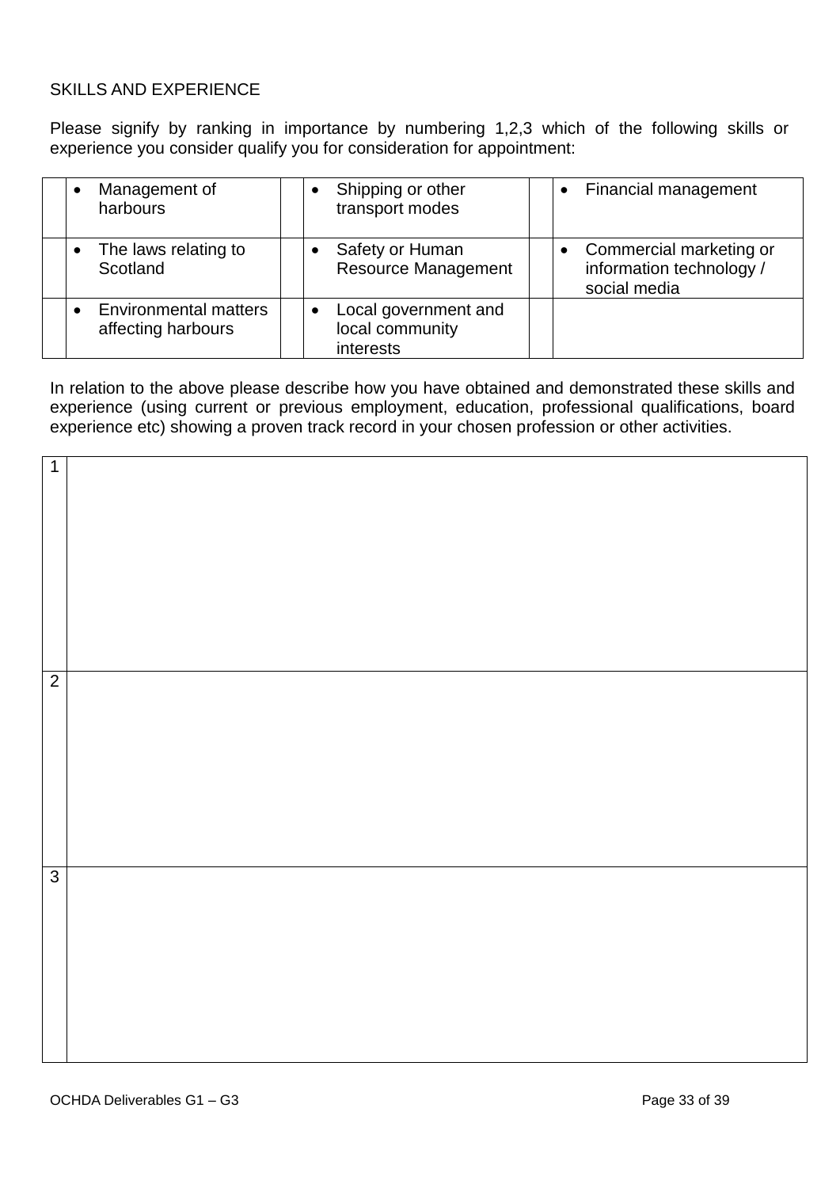SKILLS AND EXPERIENCE

Please signify by ranking in importance by numbering 1,2,3 which of the following skills or experience you consider qualify you for consideration for appointment:

| | | | | | |
|---|---|---|---|---|---|
| | • Management of harbours | | • Shipping or other transport modes | | • Financial management |
| | • The laws relating to Scotland | | • Safety or Human Resource Management | | • Commercial marketing or information technology / social media |
| | • Environmental matters affecting harbours | | • Local government and local community interests | | |

In relation to the above please describe how you have obtained and demonstrated these skills and experience (using current or previous employment, education, professional qualifications, board experience etc) showing a proven track record in your chosen profession or other activities.

| | |
|---|---|
| 1 | |
| 2 | |
| 3 | |

OCHDA Deliverables G1 – G3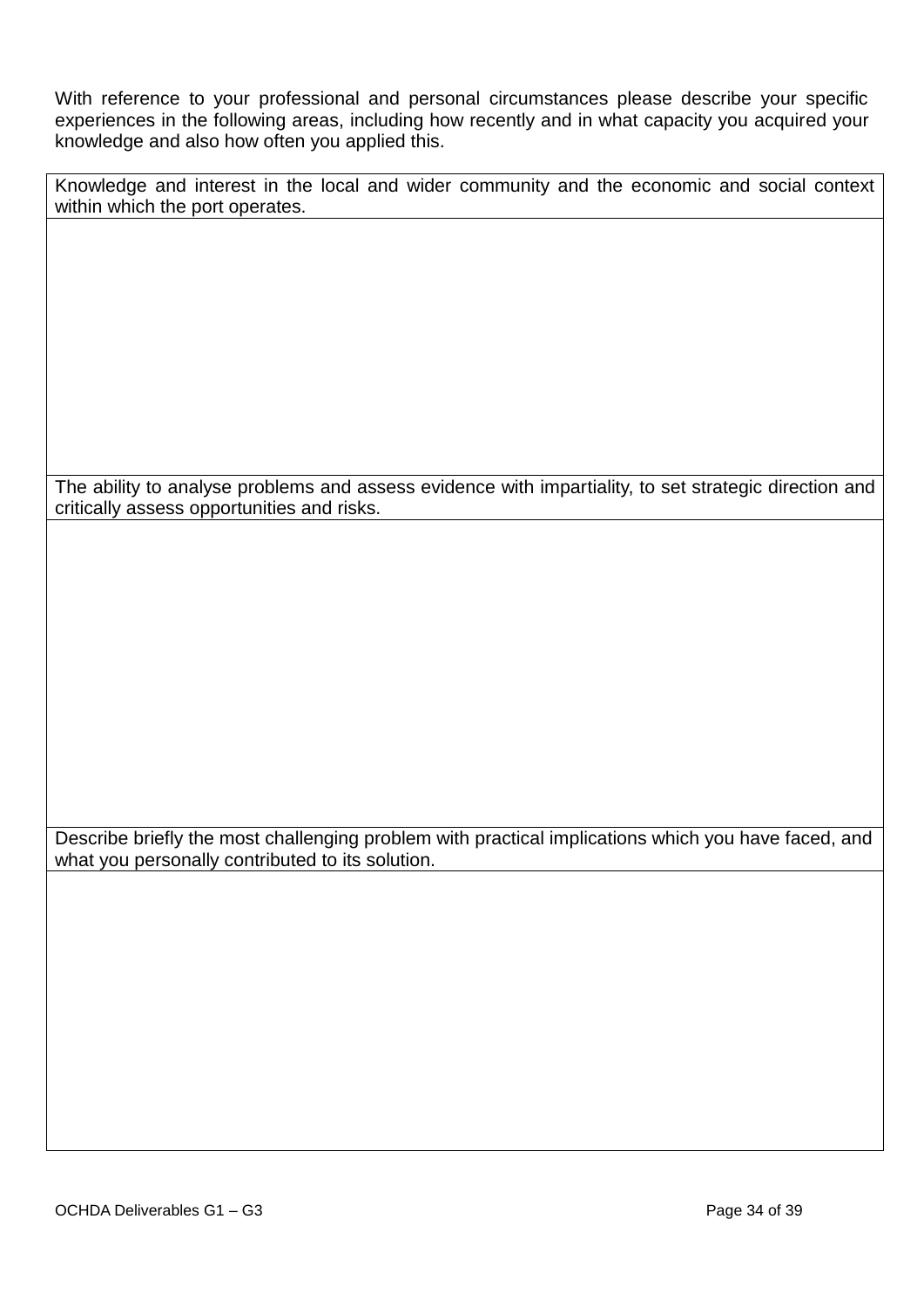With reference to your professional and personal circumstances please describe your specific experiences in the following areas, including how recently and in what capacity you acquired your knowledge and also how often you applied this.

| Knowledge and interest in the local and wider community and the economic and social context within which the port operates. |
| --- |
| |
| The ability to analyse problems and assess evidence with impartiality, to set strategic direction and critically assess opportunities and risks. |
| |
| Describe briefly the most challenging problem with practical implications which you have faced, and what you personally contributed to its solution. |
| |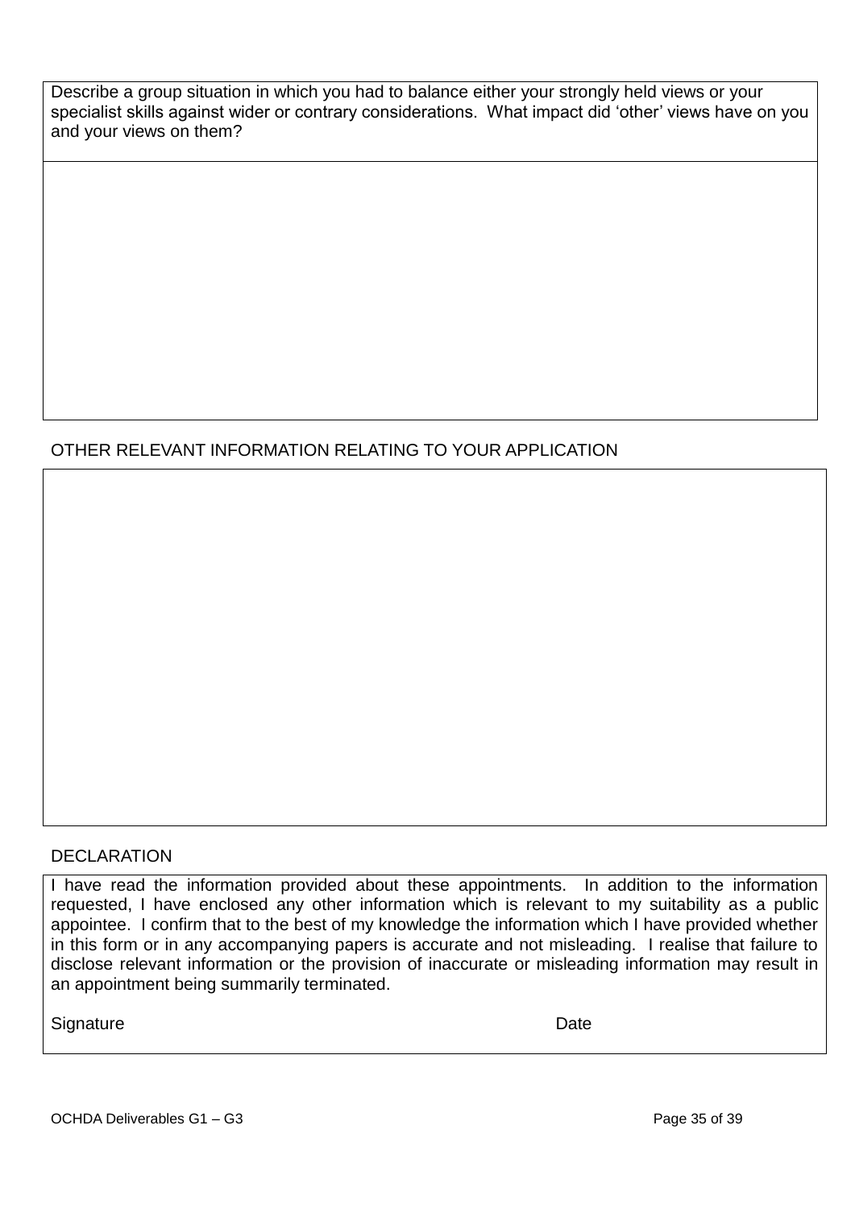| Describe a group situation in which you had to balance either your strongly held views or your specialist skills against wider or contrary considerations. What impact did 'other' views have on you and your views on them? |
| --- |
| |

## OTHER RELEVANT INFORMATION RELATING TO YOUR APPLICATION

| |
| --- |
| |

## DECLARATION

I have read the information provided about these appointments. In addition to the information requested, I have enclosed any other information which is relevant to my suitability as a public appointee. I confirm that to the best of my knowledge the information which I have provided whether in this form or in any accompanying papers is accurate and not misleading. I realise that failure to disclose relevant information or the provision of inaccurate or misleading information may result in an appointment being summarily terminated.

Signature Date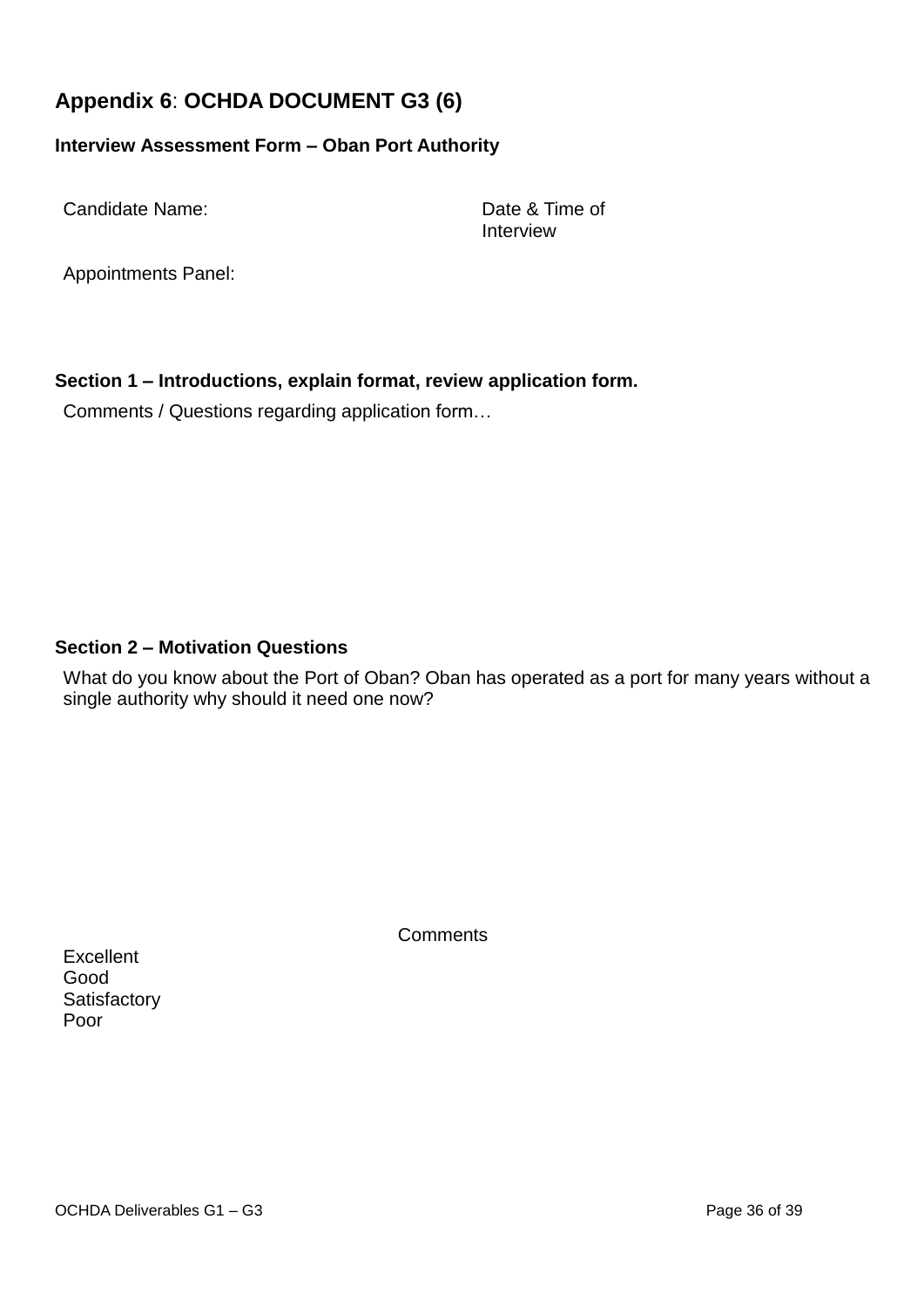## Appendix 6: OCHDA DOCUMENT G3 (6)

**Interview Assessment Form – Oban Port Authority**

| Candidate Name: | Date & Time of Interview |
|---|---|
| Appointments Panel: | |

**Section 1 – Introductions, explain format, review application form.**

Comments / Questions regarding application form…

**Section 2 – Motivation Questions**

What do you know about the Port of Oban? Oban has operated as a port for many years without a single authority why should it need one now?

| | Comments |
|---|---|
| Excellent | |
| Good | |
| Satisfactory | |
| Poor | |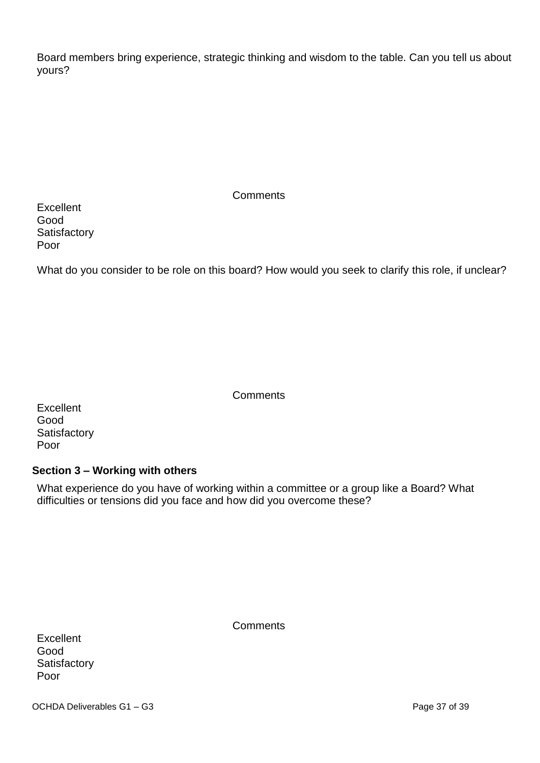Board members bring experience, strategic thinking and wisdom to the table. Can you tell us about yours?

| | Comments |
|---|---|
| Excellent | |
| Good | |
| Satisfactory | |
| Poor | |

What do you consider to be role on this board? How would you seek to clarify this role, if unclear?

| | Comments |
|---|---|
| Excellent | |
| Good | |
| Satisfactory | |
| Poor | |

**Section 3 – Working with others**

What experience do you have of working within a committee or a group like a Board? What difficulties or tensions did you face and how did you overcome these?

| | Comments |
|---|---|
| Excellent | |
| Good | |
| Satisfactory | |
| Poor | |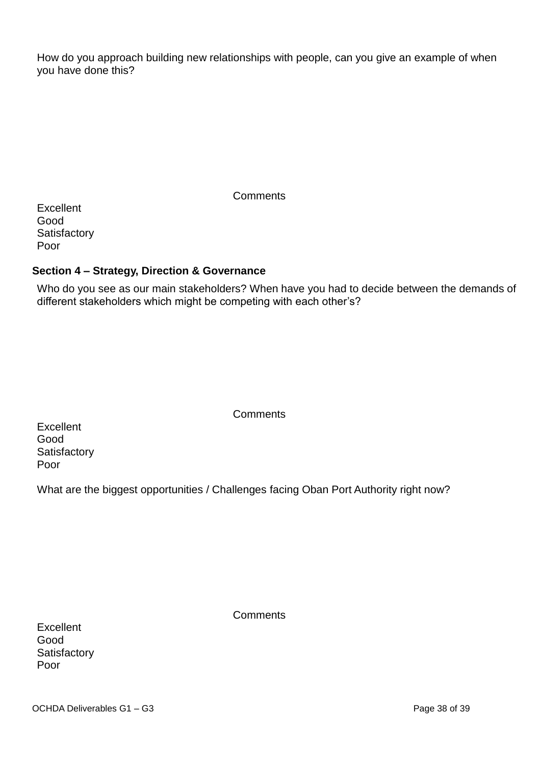How do you approach building new relationships with people, can you give an example of when you have done this?

| | Comments |
|---|---|
| Excellent | |
| Good | |
| Satisfactory | |
| Poor | |

## Section 4 – Strategy, Direction & Governance

Who do you see as our main stakeholders? When have you had to decide between the demands of different stakeholders which might be competing with each other's?

| | Comments |
|---|---|
| Excellent | |
| Good | |
| Satisfactory | |
| Poor | |

What are the biggest opportunities / Challenges facing Oban Port Authority right now?

| | Comments |
|---|---|
| Excellent | |
| Good | |
| Satisfactory | |
| Poor | |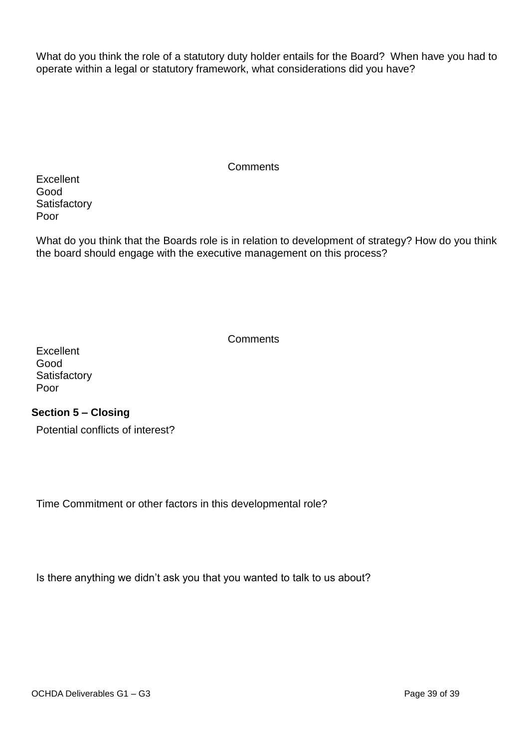What do you think the role of a statutory duty holder entails for the Board? When have you had to operate within a legal or statutory framework, what considerations did you have?

Comments

Excellent
Good
Satisfactory
Poor

What do you think that the Boards role is in relation to development of strategy? How do you think the board should engage with the executive management on this process?

Comments

Excellent
Good
Satisfactory
Poor

**Section 5 – Closing**

Potential conflicts of interest?

Time Commitment or other factors in this developmental role?

Is there anything we didn't ask you that you wanted to talk to us about?